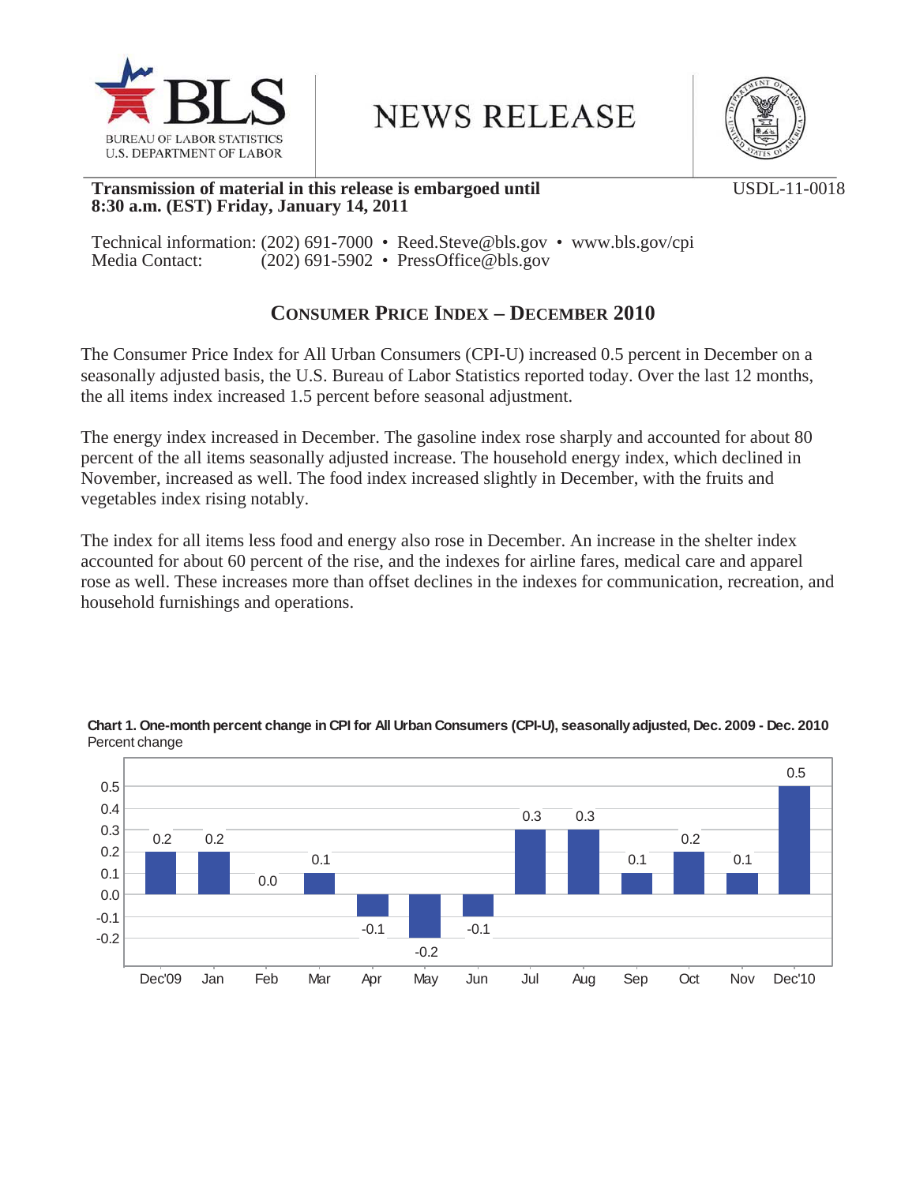BUREAU OF LABOR STATISTICS
U.S. DEPARTMENT OF LABOR

# NEWS RELEASE

**Transmission of material in this release is embargoed until 8:30 a.m. (EST) Friday, January 14, 2011**

USDL-11-0018

Technical information: (202) 691-7000 • Reed.Steve@bls.gov • www.bls.gov/cpi
Media Contact: (202) 691-5902 • PressOffice@bls.gov

## CONSUMER PRICE INDEX – DECEMBER 2010

The Consumer Price Index for All Urban Consumers (CPI-U) increased 0.5 percent in December on a seasonally adjusted basis, the U.S. Bureau of Labor Statistics reported today. Over the last 12 months, the all items index increased 1.5 percent before seasonal adjustment.

The energy index increased in December. The gasoline index rose sharply and accounted for about 80 percent of the all items seasonally adjusted increase. The household energy index, which declined in November, increased as well. The food index increased slightly in December, with the fruits and vegetables index rising notably.

The index for all items less food and energy also rose in December. An increase in the shelter index accounted for about 60 percent of the rise, and the indexes for airline fares, medical care and apparel rose as well. These increases more than offset declines in the indexes for communication, recreation, and household furnishings and operations.

**Chart 1. One-month percent change in CPI for All Urban Consumers (CPI-U), seasonally adjusted, Dec. 2009 - Dec. 2010**
Percent change

| Month | Percent change |
| --- | --- |
| Dec'09 | 0.2 |
| Jan | 0.2 |
| Feb | 0.0 |
| Mar | 0.1 |
| Apr | -0.1 |
| May | -0.2 |
| Jun | -0.1 |
| Jul | 0.3 |
| Aug | 0.3 |
| Sep | 0.1 |
| Oct | 0.2 |
| Nov | 0.1 |
| Dec'10 | 0.5 |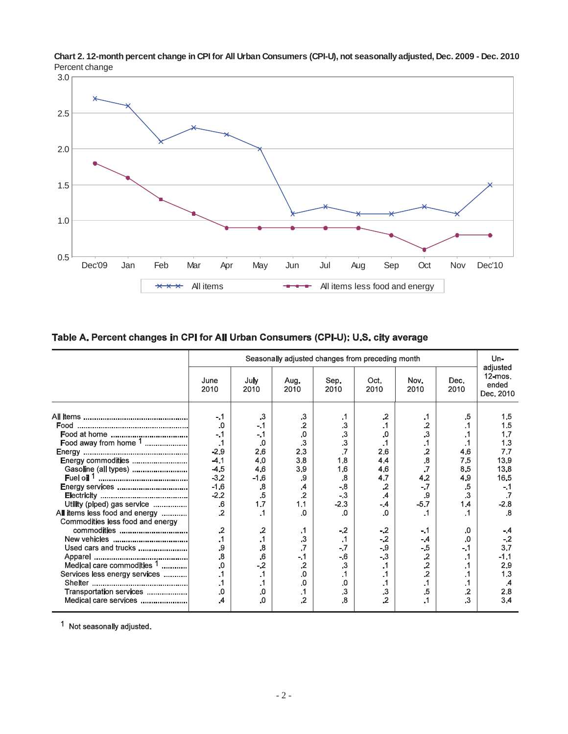**Chart 2. 12-month percent change in CPI for All Urban Consumers (CPI-U), not seasonally adjusted, Dec. 2009 - Dec. 2010**

Percent change

| | Dec'09 | Jan | Feb | Mar | Apr | May | Jun | Jul | Aug | Sep | Oct | Nov | Dec'10 |
|---|---|---|---|---|---|---|---|---|---|---|---|---|---|
| All items | 2.7 | 2.6 | 2.1 | 2.3 | 2.2 | 2.0 | 1.1 | 1.2 | 1.1 | 1.1 | 1.2 | 1.1 | 1.5 |
| All items less food and energy | 1.8 | 1.6 | 1.3 | 1.1 | 0.9 | 0.9 | 0.9 | 0.9 | 0.9 | 0.8 | 0.6 | 0.8 | 0.8 |

## Table A. Percent changes in CPI for All Urban Consumers (CPI-U): U.S. city average

| | Seasonally adjusted changes from preceding month | | | | | | | Un-adjusted 12-mos. ended Dec. 2010 |
|---|---|---|---|---|---|---|---|---|
| | June 2010 | July 2010 | Aug. 2010 | Sep. 2010 | Oct. 2010 | Nov. 2010 | Dec. 2010 | |
| All items | -.1 | .3 | .3 | .1 | .2 | .1 | .5 | 1.5 |
| Food | .0 | -.1 | .2 | .3 | .1 | .2 | .1 | 1.5 |
| Food at home | -.1 | -.1 | .0 | .3 | .0 | .3 | .1 | 1.7 |
| Food away from home [1] | .1 | .0 | .3 | .3 | .1 | .1 | .1 | 1.3 |
| Energy | -2.9 | 2.6 | 2.3 | .7 | 2.6 | .2 | 4.6 | 7.7 |
| Energy commodities | -4.1 | 4.0 | 3.8 | 1.8 | 4.4 | .8 | 7.5 | 13.9 |
| Gasoline (all types) | -4.5 | 4.6 | 3.9 | 1.6 | 4.6 | .7 | 8.5 | 13.8 |
| Fuel oil [1] | -3.2 | -1.6 | .9 | .8 | 4.7 | 4.2 | 4.9 | 16.5 |
| Energy services | -1.6 | .8 | .4 | -.8 | .2 | -.7 | .5 | -.1 |
| Electricity | -2.2 | .5 | .2 | -.3 | .4 | .9 | .3 | .7 |
| Utility (piped) gas service | .6 | 1.7 | 1.1 | -2.3 | -.4 | -5.7 | 1.4 | -2.8 |
| All items less food and energy | .2 | .1 | .0 | .0 | .0 | .1 | .1 | .8 |
| Commodities less food and energy commodities | .2 | .2 | .1 | -.2 | -.2 | -.1 | .0 | -.4 |
| New vehicles | .1 | .1 | .3 | .1 | -.2 | -.4 | .0 | -.2 |
| Used cars and trucks | .9 | .8 | .7 | -.7 | -.9 | -.5 | -.1 | 3.7 |
| Apparel | .8 | .6 | -.1 | -.6 | -.3 | .2 | .1 | -1.1 |
| Medical care commodities [1] | .0 | -.2 | .2 | .3 | .1 | .2 | .1 | 2.9 |
| Services less energy services | .1 | .1 | .0 | .1 | .1 | .2 | .1 | 1.3 |
| Shelter | .1 | .1 | .0 | .0 | .1 | .1 | .1 | .4 |
| Transportation services | .0 | .0 | .1 | .3 | .3 | .5 | .2 | 2.8 |
| Medical care services | .4 | .0 | .2 | .8 | .2 | .1 | .3 | 3.4 |

[1] Not seasonally adjusted.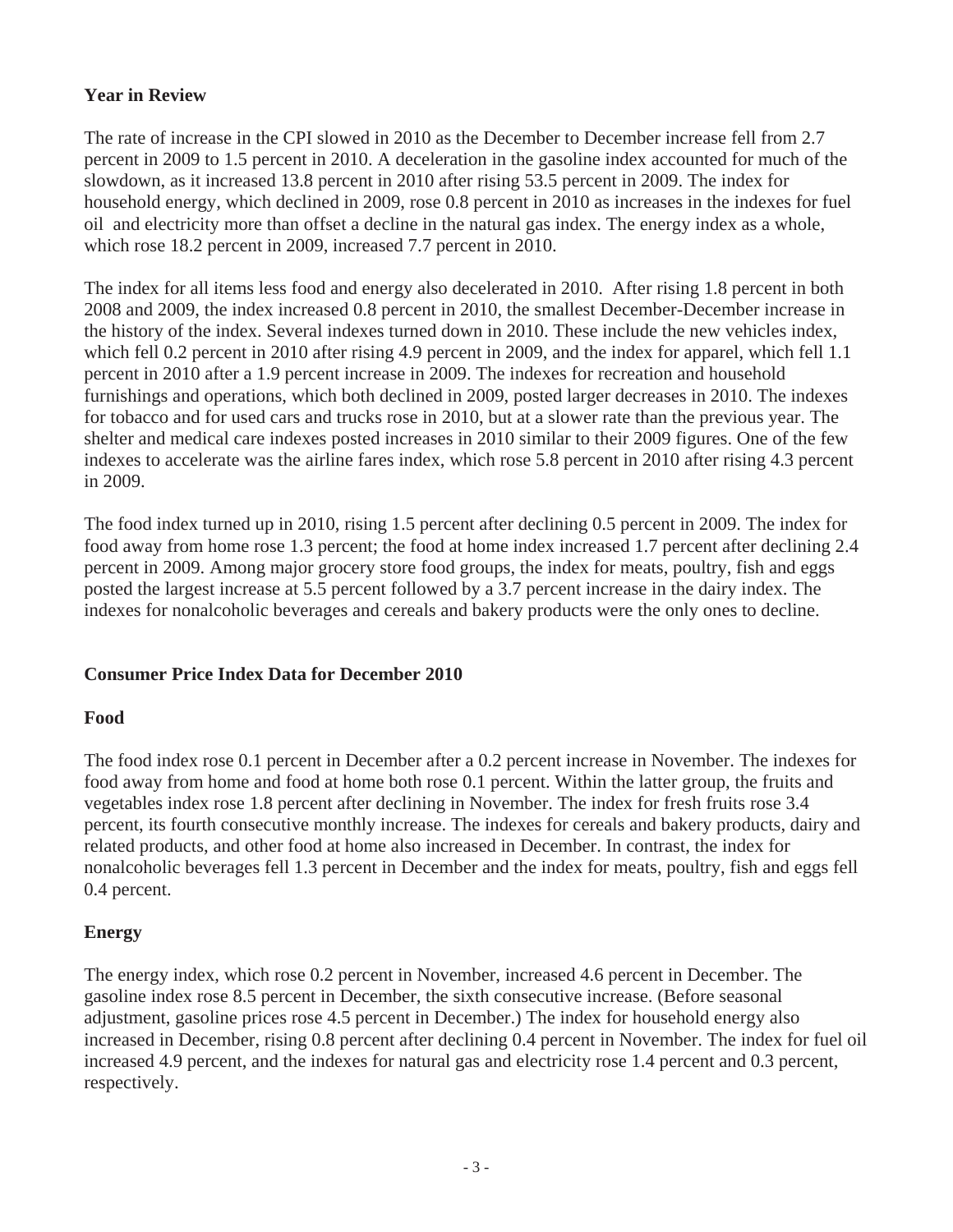## Year in Review

The rate of increase in the CPI slowed in 2010 as the December to December increase fell from 2.7 percent in 2009 to 1.5 percent in 2010. A deceleration in the gasoline index accounted for much of the slowdown, as it increased 13.8 percent in 2010 after rising 53.5 percent in 2009. The index for household energy, which declined in 2009, rose 0.8 percent in 2010 as increases in the indexes for fuel oil and electricity more than offset a decline in the natural gas index. The energy index as a whole, which rose 18.2 percent in 2009, increased 7.7 percent in 2010.

The index for all items less food and energy also decelerated in 2010. After rising 1.8 percent in both 2008 and 2009, the index increased 0.8 percent in 2010, the smallest December-December increase in the history of the index. Several indexes turned down in 2010. These include the new vehicles index, which fell 0.2 percent in 2010 after rising 4.9 percent in 2009, and the index for apparel, which fell 1.1 percent in 2010 after a 1.9 percent increase in 2009. The indexes for recreation and household furnishings and operations, which both declined in 2009, posted larger decreases in 2010. The indexes for tobacco and for used cars and trucks rose in 2010, but at a slower rate than the previous year. The shelter and medical care indexes posted increases in 2010 similar to their 2009 figures. One of the few indexes to accelerate was the airline fares index, which rose 5.8 percent in 2010 after rising 4.3 percent in 2009.

The food index turned up in 2010, rising 1.5 percent after declining 0.5 percent in 2009. The index for food away from home rose 1.3 percent; the food at home index increased 1.7 percent after declining 2.4 percent in 2009. Among major grocery store food groups, the index for meats, poultry, fish and eggs posted the largest increase at 5.5 percent followed by a 3.7 percent increase in the dairy index. The indexes for nonalcoholic beverages and cereals and bakery products were the only ones to decline.

## Consumer Price Index Data for December 2010

### Food

The food index rose 0.1 percent in December after a 0.2 percent increase in November. The indexes for food away from home and food at home both rose 0.1 percent. Within the latter group, the fruits and vegetables index rose 1.8 percent after declining in November. The index for fresh fruits rose 3.4 percent, its fourth consecutive monthly increase. The indexes for cereals and bakery products, dairy and related products, and other food at home also increased in December. In contrast, the index for nonalcoholic beverages fell 1.3 percent in December and the index for meats, poultry, fish and eggs fell 0.4 percent.

### Energy

The energy index, which rose 0.2 percent in November, increased 4.6 percent in December. The gasoline index rose 8.5 percent in December, the sixth consecutive increase. (Before seasonal adjustment, gasoline prices rose 4.5 percent in December.) The index for household energy also increased in December, rising 0.8 percent after declining 0.4 percent in November. The index for fuel oil increased 4.9 percent, and the indexes for natural gas and electricity rose 1.4 percent and 0.3 percent, respectively.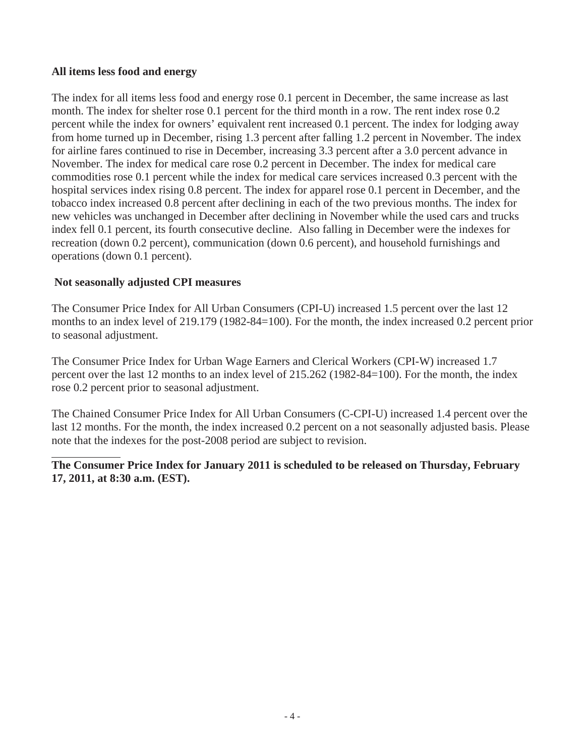### All items less food and energy

The index for all items less food and energy rose 0.1 percent in December, the same increase as last month. The index for shelter rose 0.1 percent for the third month in a row. The rent index rose 0.2 percent while the index for owners' equivalent rent increased 0.1 percent. The index for lodging away from home turned up in December, rising 1.3 percent after falling 1.2 percent in November. The index for airline fares continued to rise in December, increasing 3.3 percent after a 3.0 percent advance in November. The index for medical care rose 0.2 percent in December. The index for medical care commodities rose 0.1 percent while the index for medical care services increased 0.3 percent with the hospital services index rising 0.8 percent. The index for apparel rose 0.1 percent in December, and the tobacco index increased 0.8 percent after declining in each of the two previous months. The index for new vehicles was unchanged in December after declining in November while the used cars and trucks index fell 0.1 percent, its fourth consecutive decline. Also falling in December were the indexes for recreation (down 0.2 percent), communication (down 0.6 percent), and household furnishings and operations (down 0.1 percent).

### Not seasonally adjusted CPI measures

The Consumer Price Index for All Urban Consumers (CPI-U) increased 1.5 percent over the last 12 months to an index level of 219.179 (1982-84=100). For the month, the index increased 0.2 percent prior to seasonal adjustment.

The Consumer Price Index for Urban Wage Earners and Clerical Workers (CPI-W) increased 1.7 percent over the last 12 months to an index level of 215.262 (1982-84=100). For the month, the index rose 0.2 percent prior to seasonal adjustment.

The Chained Consumer Price Index for All Urban Consumers (C-CPI-U) increased 1.4 percent over the last 12 months. For the month, the index increased 0.2 percent on a not seasonally adjusted basis. Please note that the indexes for the post-2008 period are subject to revision.

---

**The Consumer Price Index for January 2011 is scheduled to be released on Thursday, February 17, 2011, at 8:30 a.m. (EST).**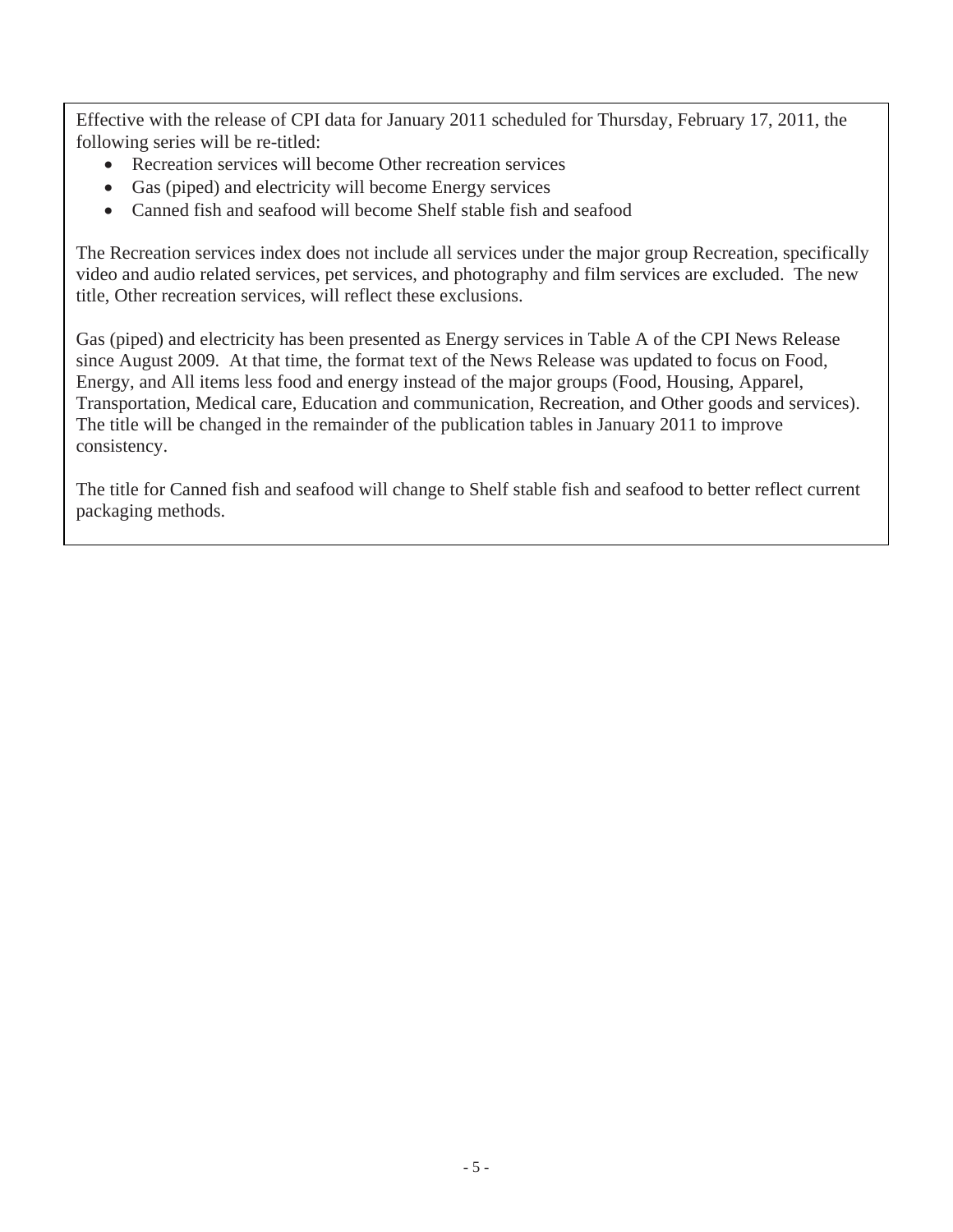Effective with the release of CPI data for January 2011 scheduled for Thursday, February 17, 2011, the following series will be re-titled:

- Recreation services will become Other recreation services
- Gas (piped) and electricity will become Energy services
- Canned fish and seafood will become Shelf stable fish and seafood

The Recreation services index does not include all services under the major group Recreation, specifically video and audio related services, pet services, and photography and film services are excluded. The new title, Other recreation services, will reflect these exclusions.

Gas (piped) and electricity has been presented as Energy services in Table A of the CPI News Release since August 2009. At that time, the format text of the News Release was updated to focus on Food, Energy, and All items less food and energy instead of the major groups (Food, Housing, Apparel, Transportation, Medical care, Education and communication, Recreation, and Other goods and services). The title will be changed in the remainder of the publication tables in January 2011 to improve consistency.

The title for Canned fish and seafood will change to Shelf stable fish and seafood to better reflect current packaging methods.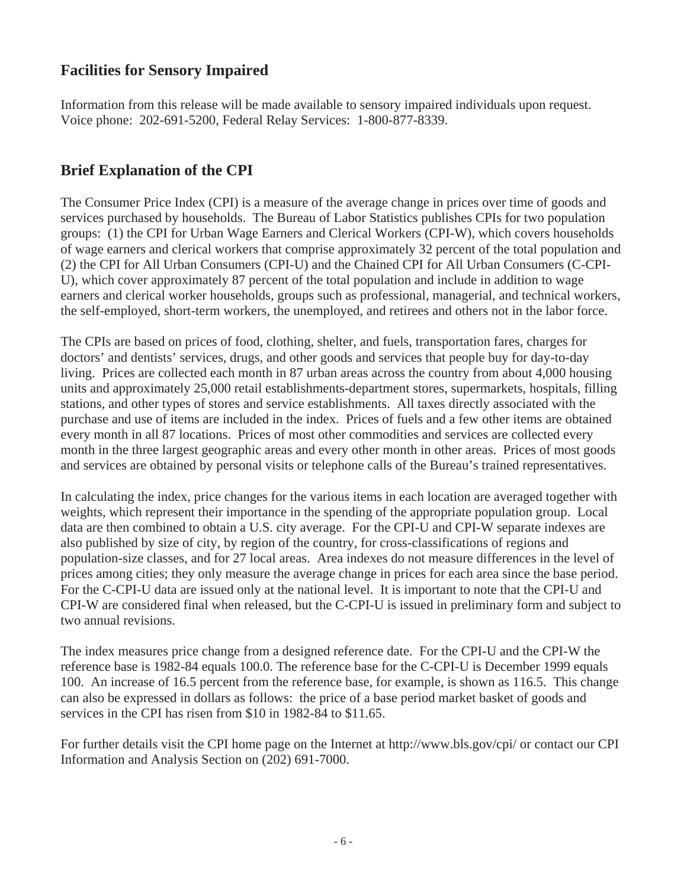## Facilities for Sensory Impaired

Information from this release will be made available to sensory impaired individuals upon request. Voice phone: 202-691-5200, Federal Relay Services: 1-800-877-8339.

## Brief Explanation of the CPI

The Consumer Price Index (CPI) is a measure of the average change in prices over time of goods and services purchased by households. The Bureau of Labor Statistics publishes CPIs for two population groups: (1) the CPI for Urban Wage Earners and Clerical Workers (CPI-W), which covers households of wage earners and clerical workers that comprise approximately 32 percent of the total population and (2) the CPI for All Urban Consumers (CPI-U) and the Chained CPI for All Urban Consumers (C-CPI-U), which cover approximately 87 percent of the total population and include in addition to wage earners and clerical worker households, groups such as professional, managerial, and technical workers, the self-employed, short-term workers, the unemployed, and retirees and others not in the labor force.

The CPIs are based on prices of food, clothing, shelter, and fuels, transportation fares, charges for doctors' and dentists' services, drugs, and other goods and services that people buy for day-to-day living. Prices are collected each month in 87 urban areas across the country from about 4,000 housing units and approximately 25,000 retail establishments-department stores, supermarkets, hospitals, filling stations, and other types of stores and service establishments. All taxes directly associated with the purchase and use of items are included in the index. Prices of fuels and a few other items are obtained every month in all 87 locations. Prices of most other commodities and services are collected every month in the three largest geographic areas and every other month in other areas. Prices of most goods and services are obtained by personal visits or telephone calls of the Bureau's trained representatives.

In calculating the index, price changes for the various items in each location are averaged together with weights, which represent their importance in the spending of the appropriate population group. Local data are then combined to obtain a U.S. city average. For the CPI-U and CPI-W separate indexes are also published by size of city, by region of the country, for cross-classifications of regions and population-size classes, and for 27 local areas. Area indexes do not measure differences in the level of prices among cities; they only measure the average change in prices for each area since the base period. For the C-CPI-U data are issued only at the national level. It is important to note that the CPI-U and CPI-W are considered final when released, but the C-CPI-U is issued in preliminary form and subject to two annual revisions.

The index measures price change from a designed reference date. For the CPI-U and the CPI-W the reference base is 1982-84 equals 100.0. The reference base for the C-CPI-U is December 1999 equals 100. An increase of 16.5 percent from the reference base, for example, is shown as 116.5. This change can also be expressed in dollars as follows: the price of a base period market basket of goods and services in the CPI has risen from $10 in 1982-84 to $11.65.

For further details visit the CPI home page on the Internet at http://www.bls.gov/cpi/ or contact our CPI Information and Analysis Section on (202) 691-7000.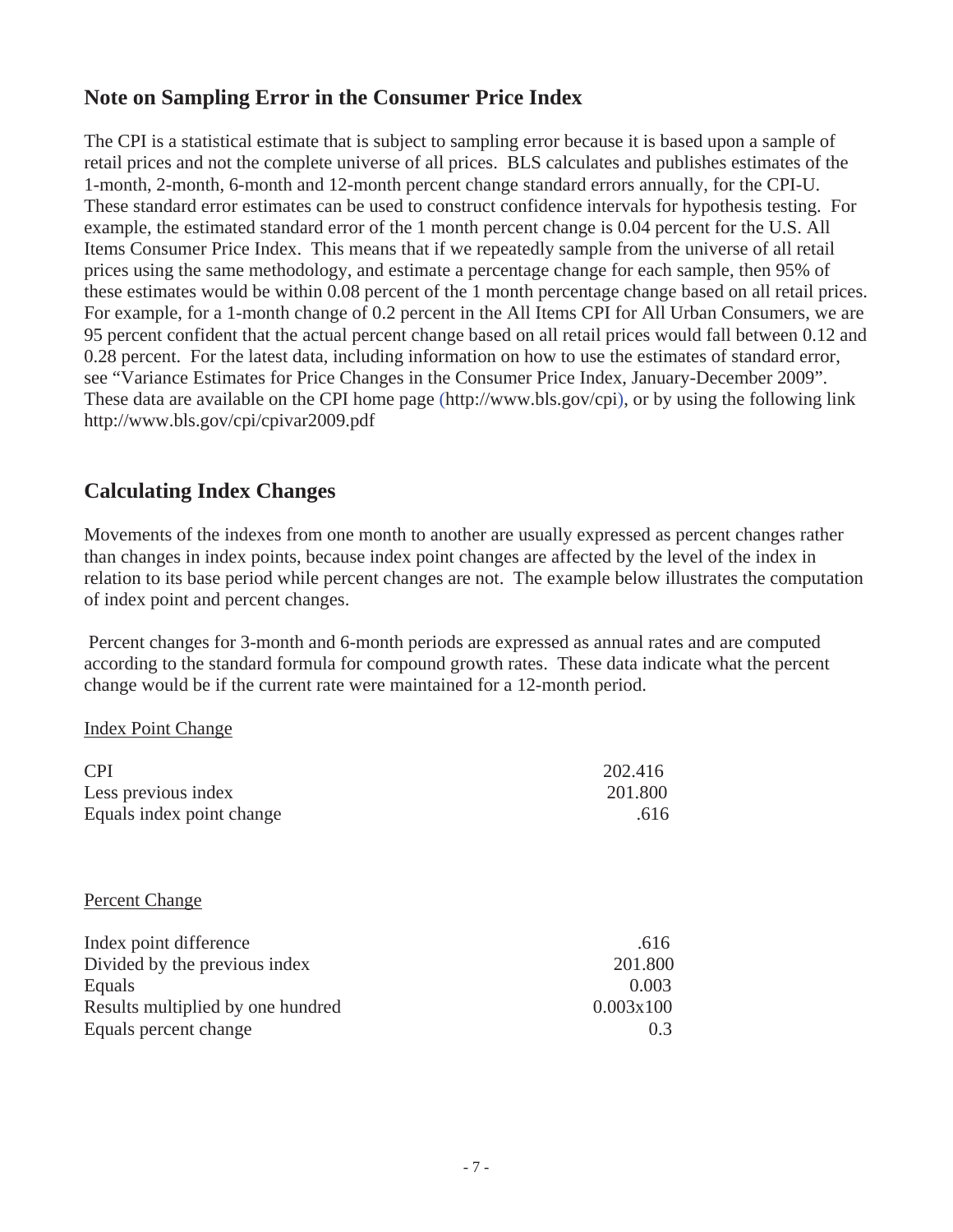## Note on Sampling Error in the Consumer Price Index

The CPI is a statistical estimate that is subject to sampling error because it is based upon a sample of retail prices and not the complete universe of all prices. BLS calculates and publishes estimates of the 1-month, 2-month, 6-month and 12-month percent change standard errors annually, for the CPI-U. These standard error estimates can be used to construct confidence intervals for hypothesis testing. For example, the estimated standard error of the 1 month percent change is 0.04 percent for the U.S. All Items Consumer Price Index. This means that if we repeatedly sample from the universe of all retail prices using the same methodology, and estimate a percentage change for each sample, then 95% of these estimates would be within 0.08 percent of the 1 month percentage change based on all retail prices. For example, for a 1-month change of 0.2 percent in the All Items CPI for All Urban Consumers, we are 95 percent confident that the actual percent change based on all retail prices would fall between 0.12 and 0.28 percent. For the latest data, including information on how to use the estimates of standard error, see "Variance Estimates for Price Changes in the Consumer Price Index, January-December 2009". These data are available on the CPI home page (http://www.bls.gov/cpi), or by using the following link http://www.bls.gov/cpi/cpivar2009.pdf

## Calculating Index Changes

Movements of the indexes from one month to another are usually expressed as percent changes rather than changes in index points, because index point changes are affected by the level of the index in relation to its base period while percent changes are not. The example below illustrates the computation of index point and percent changes.

Percent changes for 3-month and 6-month periods are expressed as annual rates and are computed according to the standard formula for compound growth rates. These data indicate what the percent change would be if the current rate were maintained for a 12-month period.

Index Point Change

| | |
|---|---|
| CPI | 202.416 |
| Less previous index | 201.800 |
| Equals index point change | .616 |

Percent Change

| | |
|---|---|
| Index point difference | .616 |
| Divided by the previous index | 201.800 |
| Equals | 0.003 |
| Results multiplied by one hundred | 0.003x100 |
| Equals percent change | 0.3 |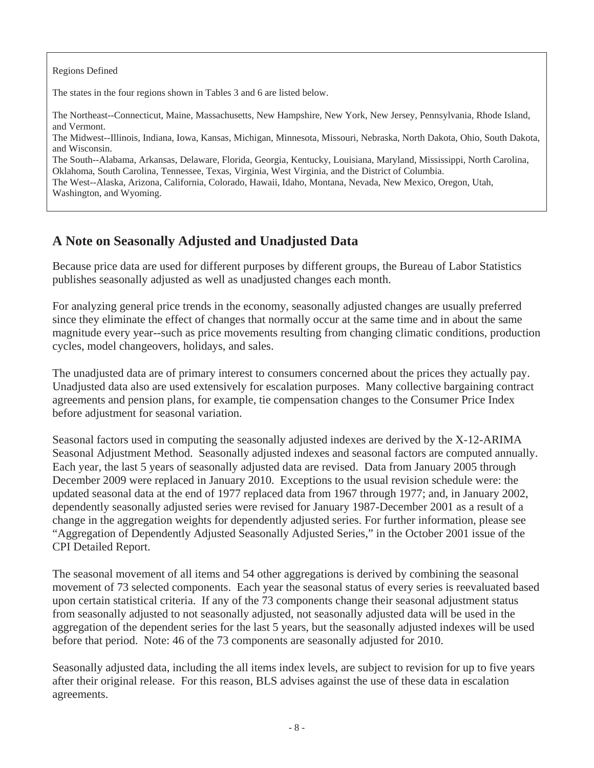Regions Defined

The states in the four regions shown in Tables 3 and 6 are listed below.

The Northeast--Connecticut, Maine, Massachusetts, New Hampshire, New York, New Jersey, Pennsylvania, Rhode Island, and Vermont.
The Midwest--Illinois, Indiana, Iowa, Kansas, Michigan, Minnesota, Missouri, Nebraska, North Dakota, Ohio, South Dakota, and Wisconsin.
The South--Alabama, Arkansas, Delaware, Florida, Georgia, Kentucky, Louisiana, Maryland, Mississippi, North Carolina, Oklahoma, South Carolina, Tennessee, Texas, Virginia, West Virginia, and the District of Columbia.
The West--Alaska, Arizona, California, Colorado, Hawaii, Idaho, Montana, Nevada, New Mexico, Oregon, Utah, Washington, and Wyoming.

## A Note on Seasonally Adjusted and Unadjusted Data

Because price data are used for different purposes by different groups, the Bureau of Labor Statistics publishes seasonally adjusted as well as unadjusted changes each month.

For analyzing general price trends in the economy, seasonally adjusted changes are usually preferred since they eliminate the effect of changes that normally occur at the same time and in about the same magnitude every year--such as price movements resulting from changing climatic conditions, production cycles, model changeovers, holidays, and sales.

The unadjusted data are of primary interest to consumers concerned about the prices they actually pay. Unadjusted data also are used extensively for escalation purposes. Many collective bargaining contract agreements and pension plans, for example, tie compensation changes to the Consumer Price Index before adjustment for seasonal variation.

Seasonal factors used in computing the seasonally adjusted indexes are derived by the X-12-ARIMA Seasonal Adjustment Method. Seasonally adjusted indexes and seasonal factors are computed annually. Each year, the last 5 years of seasonally adjusted data are revised. Data from January 2005 through December 2009 were replaced in January 2010. Exceptions to the usual revision schedule were: the updated seasonal data at the end of 1977 replaced data from 1967 through 1977; and, in January 2002, dependently seasonally adjusted series were revised for January 1987-December 2001 as a result of a change in the aggregation weights for dependently adjusted series. For further information, please see "Aggregation of Dependently Adjusted Seasonally Adjusted Series," in the October 2001 issue of the CPI Detailed Report.

The seasonal movement of all items and 54 other aggregations is derived by combining the seasonal movement of 73 selected components. Each year the seasonal status of every series is reevaluated based upon certain statistical criteria. If any of the 73 components change their seasonal adjustment status from seasonally adjusted to not seasonally adjusted, not seasonally adjusted data will be used in the aggregation of the dependent series for the last 5 years, but the seasonally adjusted indexes will be used before that period. Note: 46 of the 73 components are seasonally adjusted for 2010.

Seasonally adjusted data, including the all items index levels, are subject to revision for up to five years after their original release. For this reason, BLS advises against the use of these data in escalation agreements.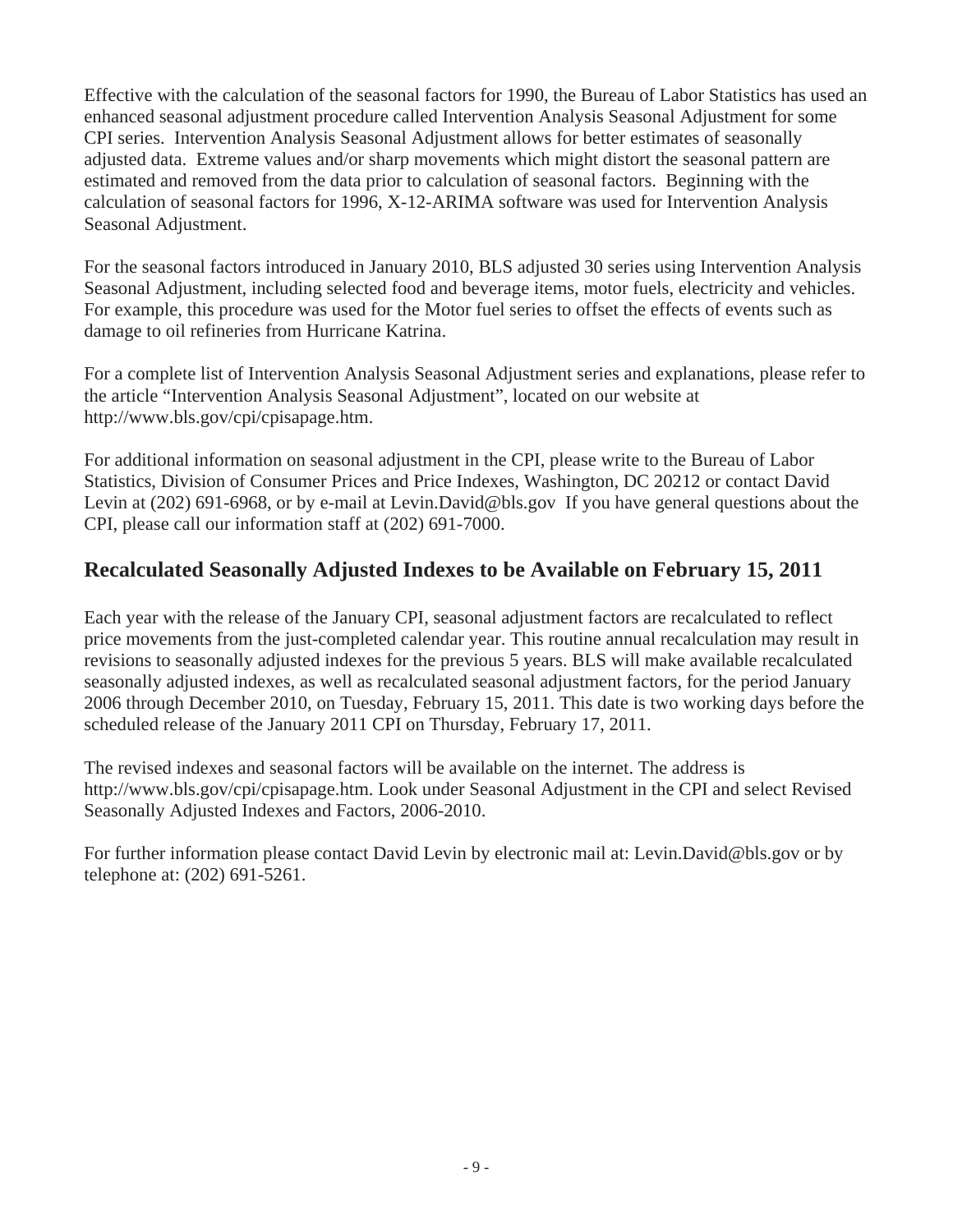Effective with the calculation of the seasonal factors for 1990, the Bureau of Labor Statistics has used an enhanced seasonal adjustment procedure called Intervention Analysis Seasonal Adjustment for some CPI series. Intervention Analysis Seasonal Adjustment allows for better estimates of seasonally adjusted data. Extreme values and/or sharp movements which might distort the seasonal pattern are estimated and removed from the data prior to calculation of seasonal factors. Beginning with the calculation of seasonal factors for 1996, X-12-ARIMA software was used for Intervention Analysis Seasonal Adjustment.

For the seasonal factors introduced in January 2010, BLS adjusted 30 series using Intervention Analysis Seasonal Adjustment, including selected food and beverage items, motor fuels, electricity and vehicles. For example, this procedure was used for the Motor fuel series to offset the effects of events such as damage to oil refineries from Hurricane Katrina.

For a complete list of Intervention Analysis Seasonal Adjustment series and explanations, please refer to the article "Intervention Analysis Seasonal Adjustment", located on our website at http://www.bls.gov/cpi/cpisapage.htm.

For additional information on seasonal adjustment in the CPI, please write to the Bureau of Labor Statistics, Division of Consumer Prices and Price Indexes, Washington, DC 20212 or contact David Levin at (202) 691-6968, or by e-mail at Levin.David@bls.gov If you have general questions about the CPI, please call our information staff at (202) 691-7000.

## Recalculated Seasonally Adjusted Indexes to be Available on February 15, 2011

Each year with the release of the January CPI, seasonal adjustment factors are recalculated to reflect price movements from the just-completed calendar year. This routine annual recalculation may result in revisions to seasonally adjusted indexes for the previous 5 years. BLS will make available recalculated seasonally adjusted indexes, as well as recalculated seasonal adjustment factors, for the period January 2006 through December 2010, on Tuesday, February 15, 2011. This date is two working days before the scheduled release of the January 2011 CPI on Thursday, February 17, 2011.

The revised indexes and seasonal factors will be available on the internet. The address is http://www.bls.gov/cpi/cpisapage.htm. Look under Seasonal Adjustment in the CPI and select Revised Seasonally Adjusted Indexes and Factors, 2006-2010.

For further information please contact David Levin by electronic mail at: Levin.David@bls.gov or by telephone at: (202) 691-5261.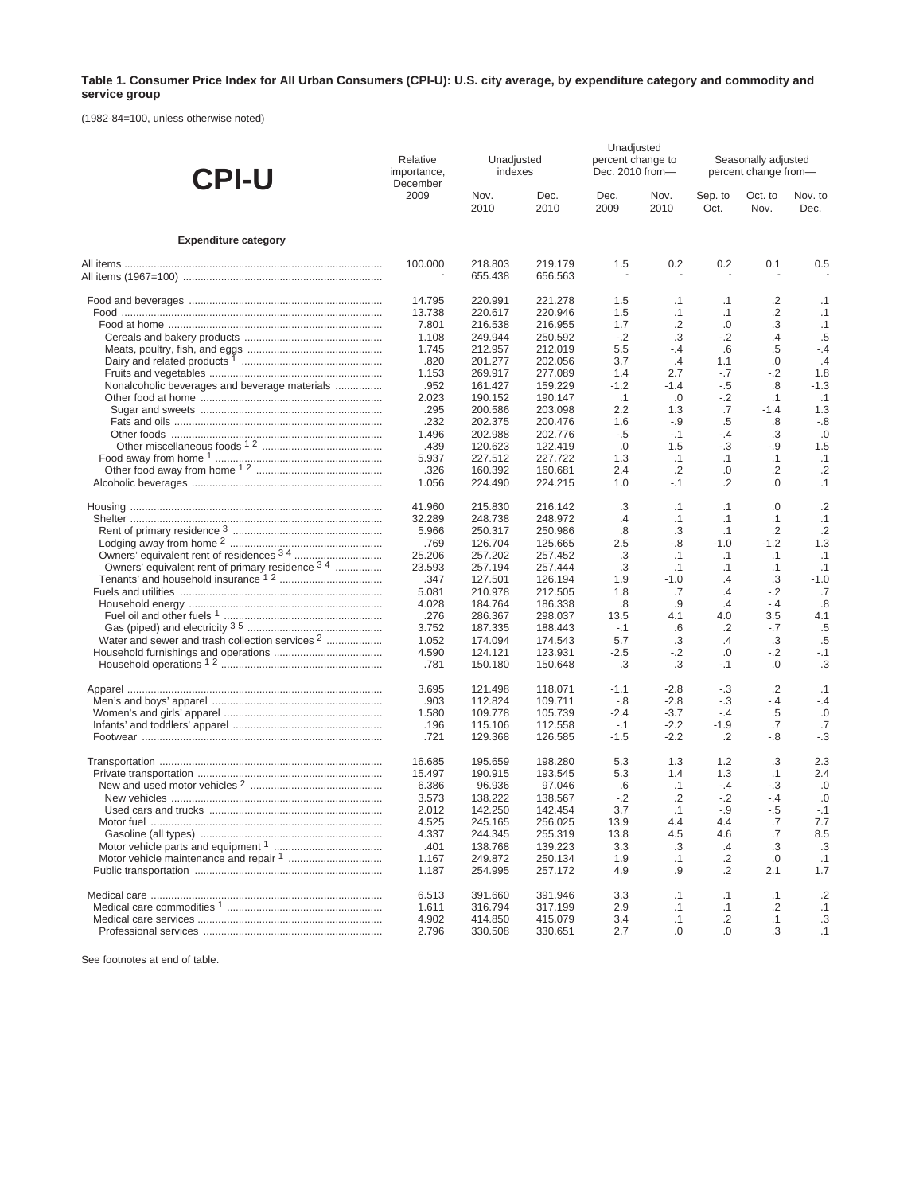**Table 1. Consumer Price Index for All Urban Consumers (CPI-U): U.S. city average, by expenditure category and commodity and service group**

(1982-84=100, unless otherwise noted)

| CPI-U | Relative importance, December 2009 | Unadjusted indexes | | Unadjusted percent change to Dec. 2010 from— | | Seasonally adjusted percent change from— | | |
|---|---|---|---|---|---|---|---|---|
| | | Nov. 2010 | Dec. 2010 | Dec. 2009 | Nov. 2010 | Sep. to Oct. | Oct. to Nov. | Nov. to Dec. |
| **Expenditure category** | | | | | | | | |
| All items | 100.000 | 218.803 | 219.179 | 1.5 | 0.2 | 0.2 | 0.1 | 0.5 |
| All items (1967=100) | - | 655.438 | 656.563 | - | - | - | - | - |
| Food and beverages | 14.795 | 220.991 | 221.278 | 1.5 | .1 | .1 | .2 | .1 |
| Food | 13.738 | 220.617 | 220.946 | 1.5 | .1 | .1 | .2 | .1 |
| Food at home | 7.801 | 216.538 | 216.955 | 1.7 | .2 | .0 | .3 | .1 |
| Cereals and bakery products | 1.108 | 249.944 | 250.592 | -.2 | .3 | -.2 | .4 | .5 |
| Meats, poultry, fish, and eggs | 1.745 | 212.957 | 212.019 | 5.5 | -.4 | .6 | .5 | -.4 |
| Dairy and related products [1] | .820 | 201.277 | 202.056 | 3.7 | .4 | 1.1 | .0 | .4 |
| Fruits and vegetables | 1.153 | 269.917 | 277.089 | 1.4 | 2.7 | -.7 | -.2 | 1.8 |
| Nonalcoholic beverages and beverage materials | .952 | 161.427 | 159.229 | -1.2 | -1.4 | -.5 | .8 | -1.3 |
| Other food at home | 2.023 | 190.152 | 190.147 | .1 | .0 | -.2 | .1 | .1 |
| Sugar and sweets | .295 | 200.586 | 203.098 | 2.2 | 1.3 | .7 | -1.4 | 1.3 |
| Fats and oils | .232 | 202.375 | 200.476 | 1.6 | -.9 | .5 | .8 | -.8 |
| Other foods | 1.496 | 202.988 | 202.776 | -.5 | -.1 | -.4 | .3 | .0 |
| Other miscellaneous foods [1 2] | .439 | 120.623 | 122.419 | .0 | 1.5 | -.3 | -.9 | 1.5 |
| Food away from home [1] | 5.937 | 227.512 | 227.722 | 1.3 | .1 | .1 | .1 | .1 |
| Other food away from home [1 2] | .326 | 160.392 | 160.681 | 2.4 | .2 | .0 | .2 | .2 |
| Alcoholic beverages | 1.056 | 224.490 | 224.215 | 1.0 | -.1 | .2 | .0 | .1 |
| Housing | 41.960 | 215.830 | 216.142 | .3 | .1 | .1 | .0 | .2 |
| Shelter | 32.289 | 248.738 | 248.972 | .4 | .1 | .1 | .1 | .1 |
| Rent of primary residence [3] | 5.966 | 250.317 | 250.986 | .8 | .3 | .1 | .2 | .2 |
| Lodging away from home [2] | .769 | 126.704 | 125.665 | 2.5 | -.8 | -1.0 | -1.2 | 1.3 |
| Owners' equivalent rent of residences [3 4] | 25.206 | 257.202 | 257.452 | .3 | .1 | .1 | .1 | .1 |
| Owners' equivalent rent of primary residence [3 4] | 23.593 | 257.194 | 257.444 | .3 | .1 | .1 | .1 | .1 |
| Tenants' and household insurance [1 2] | .347 | 127.501 | 126.194 | 1.9 | -1.0 | .4 | .3 | -1.0 |
| Fuels and utilities | 5.081 | 210.978 | 212.505 | 1.8 | .7 | .4 | -.2 | .7 |
| Household energy | 4.028 | 184.764 | 186.338 | .8 | .9 | .4 | -.4 | .8 |
| Fuel oil and other fuels [1] | .276 | 286.367 | 298.037 | 13.5 | 4.1 | 4.0 | 3.5 | 4.1 |
| Gas (piped) and electricity [3 5] | 3.752 | 187.335 | 188.443 | -.1 | .6 | .2 | -.7 | .5 |
| Water and sewer and trash collection services [2] | 1.052 | 174.094 | 174.543 | 5.7 | .3 | .4 | .3 | .5 |
| Household furnishings and operations | 4.590 | 124.121 | 123.931 | -2.5 | -.2 | .0 | -.2 | -.1 |
| Household operations [1 2] | .781 | 150.180 | 150.648 | .3 | .3 | -.1 | .0 | .3 |
| Apparel | 3.695 | 121.498 | 118.071 | -1.1 | -2.8 | -.3 | .2 | .1 |
| Men's and boys' apparel | .903 | 112.824 | 109.711 | -.8 | -2.8 | -.3 | -.4 | -.4 |
| Women's and girls' apparel | 1.580 | 109.778 | 105.739 | -2.4 | -3.7 | -.4 | .5 | .0 |
| Infants' and toddlers' apparel | .196 | 115.106 | 112.558 | -.1 | -2.2 | -1.9 | .7 | .7 |
| Footwear | .721 | 129.368 | 126.585 | -1.5 | -2.2 | .2 | -.8 | -.3 |
| Transportation | 16.685 | 195.659 | 198.280 | 5.3 | 1.3 | 1.2 | .3 | 2.3 |
| Private transportation | 15.497 | 190.915 | 193.545 | 5.3 | 1.4 | 1.3 | .1 | 2.4 |
| New and used motor vehicles [2] | 6.386 | 96.936 | 97.046 | .6 | .1 | -.4 | -.3 | .0 |
| New vehicles | 3.573 | 138.222 | 138.567 | -.2 | .2 | -.2 | -.4 | .0 |
| Used cars and trucks | 2.012 | 142.250 | 142.454 | 3.7 | .1 | -.9 | -.5 | -.1 |
| Motor fuel | 4.525 | 245.165 | 256.025 | 13.9 | 4.4 | 4.4 | .7 | 7.7 |
| Gasoline (all types) | 4.337 | 244.345 | 255.319 | 13.8 | 4.5 | 4.6 | .7 | 8.5 |
| Motor vehicle parts and equipment [1] | .401 | 138.768 | 139.223 | 3.3 | .3 | .4 | .3 | .3 |
| Motor vehicle maintenance and repair [1] | 1.167 | 249.872 | 250.134 | 1.9 | .1 | .2 | .0 | .1 |
| Public transportation | 1.187 | 254.995 | 257.172 | 4.9 | .9 | .2 | 2.1 | 1.7 |
| Medical care | 6.513 | 391.660 | 391.946 | 3.3 | .1 | .1 | .1 | .2 |
| Medical care commodities [1] | 1.611 | 316.794 | 317.199 | 2.9 | .1 | .1 | .2 | .1 |
| Medical care services | 4.902 | 414.850 | 415.079 | 3.4 | .1 | .2 | .1 | .3 |
| Professional services | 2.796 | 330.508 | 330.651 | 2.7 | .0 | .0 | .3 | .1 |

See footnotes at end of table.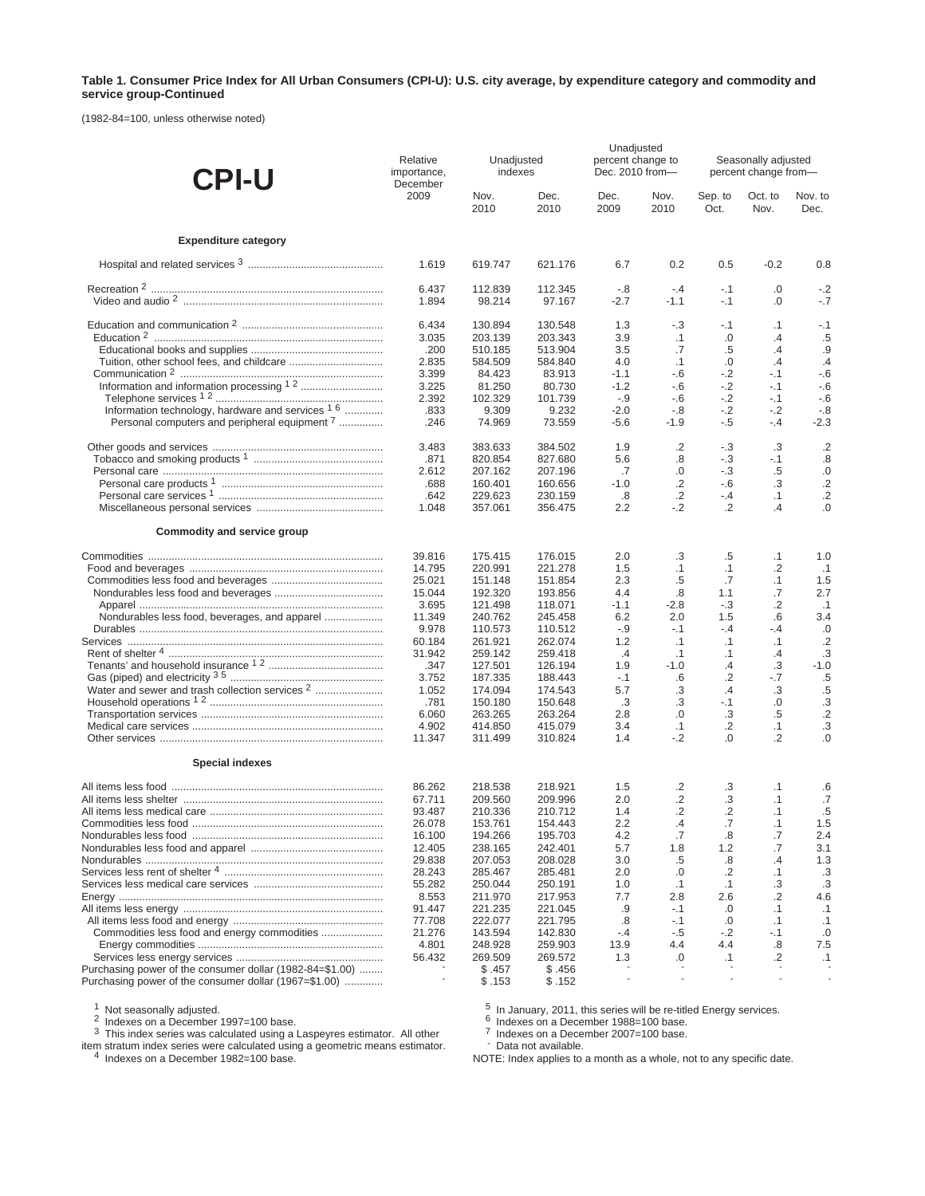**Table 1. Consumer Price Index for All Urban Consumers (CPI-U): U.S. city average, by expenditure category and commodity and service group-Continued**

(1982-84=100, unless otherwise noted)

| CPI-U | Relative importance, December 2009 | Unadjusted indexes | | Unadjusted percent change to Dec. 2010 from— | | Seasonally adjusted percent change from— | | |
|---|---|---|---|---|---|---|---|---|
| | | Nov. 2010 | Dec. 2010 | Dec. 2009 | Nov. 2010 | Sep. to Oct. | Oct. to Nov. | Nov. to Dec. |
| **Expenditure category** | | | | | | | | |
| Hospital and related services [3] | 1.619 | 619.747 | 621.176 | 6.7 | 0.2 | 0.5 | -0.2 | 0.8 |
| Recreation [2] | 6.437 | 112.839 | 112.345 | -.8 | -.4 | -.1 | .0 | -.2 |
| Video and audio [2] | 1.894 | 98.214 | 97.167 | -2.7 | -1.1 | -.1 | .0 | -.7 |
| Education and communication [2] | 6.434 | 130.894 | 130.548 | 1.3 | -.3 | -.1 | .1 | -.1 |
| Education [2] | 3.035 | 203.139 | 203.343 | 3.9 | .1 | .0 | .4 | .5 |
| Educational books and supplies | .200 | 510.185 | 513.904 | 3.5 | .7 | .5 | .4 | .9 |
| Tuition, other school fees, and childcare | 2.835 | 584.509 | 584.840 | 4.0 | .1 | .0 | .4 | .4 |
| Communication [2] | 3.399 | 84.423 | 83.913 | -1.1 | -.6 | -.2 | -.1 | -.6 |
| Information and information processing [1 2] | 3.225 | 81.250 | 80.730 | -1.2 | -.6 | -.2 | -.1 | -.6 |
| Telephone services [1 2] | 2.392 | 102.329 | 101.739 | -.9 | -.6 | -.2 | -.1 | -.6 |
| Information technology, hardware and services [1 6] | .833 | 9.309 | 9.232 | -2.0 | -.8 | -.2 | -.2 | -.8 |
| Personal computers and peripheral equipment [7] | .246 | 74.969 | 73.559 | -5.6 | -1.9 | -.5 | -.4 | -2.3 |
| Other goods and services | 3.483 | 383.633 | 384.502 | 1.9 | .2 | -.3 | .3 | .2 |
| Tobacco and smoking products [1] | .871 | 820.854 | 827.680 | 5.6 | .8 | -.3 | -.1 | .8 |
| Personal care | 2.612 | 207.162 | 207.196 | .7 | .0 | -.3 | .5 | .0 |
| Personal care products [1] | .688 | 160.401 | 160.656 | -1.0 | .2 | -.6 | .3 | .2 |
| Personal care services [1] | .642 | 229.623 | 230.159 | .8 | .2 | -.4 | .1 | .2 |
| Miscellaneous personal services | 1.048 | 357.061 | 356.475 | 2.2 | -.2 | .2 | .4 | .0 |
| **Commodity and service group** | | | | | | | | |
| Commodities | 39.816 | 175.415 | 176.015 | 2.0 | .3 | .5 | .1 | 1.0 |
| Food and beverages | 14.795 | 220.991 | 221.278 | 1.5 | .1 | .1 | .2 | .1 |
| Commodities less food and beverages | 25.021 | 151.148 | 151.854 | 2.3 | .5 | .7 | .1 | 1.5 |
| Nondurables less food and beverages | 15.044 | 192.320 | 193.856 | 4.4 | .8 | 1.1 | .7 | 2.7 |
| Apparel | 3.695 | 121.498 | 118.071 | -1.1 | -2.8 | -.3 | .2 | .1 |
| Nondurables less food, beverages, and apparel | 11.349 | 240.762 | 245.458 | 6.2 | 2.0 | 1.5 | .6 | 3.4 |
| Durables | 9.978 | 110.573 | 110.512 | -.9 | -.1 | -.4 | -.4 | .0 |
| Services | 60.184 | 261.921 | 262.074 | 1.2 | .1 | .1 | .1 | .2 |
| Rent of shelter [4] | 31.942 | 259.142 | 259.418 | .4 | .1 | .1 | .4 | .3 |
| Tenants' and household insurance [1 2] | .347 | 127.501 | 126.194 | 1.9 | -1.0 | .4 | .3 | -1.0 |
| Gas (piped) and electricity [3 5] | 3.752 | 187.335 | 188.443 | -.1 | .6 | .2 | -.7 | .5 |
| Water and sewer and trash collection services [2] | 1.052 | 174.094 | 174.543 | 5.7 | .3 | .4 | .3 | .5 |
| Household operations [1 2] | .781 | 150.180 | 150.648 | .3 | .3 | -.1 | .0 | .3 |
| Transportation services | 6.060 | 263.265 | 263.264 | 2.8 | .0 | .3 | .5 | .2 |
| Medical care services | 4.902 | 414.850 | 415.079 | 3.4 | .1 | .2 | .1 | .3 |
| Other services | 11.347 | 311.499 | 310.824 | 1.4 | -.2 | .0 | .2 | .0 |
| **Special indexes** | | | | | | | | |
| All items less food | 86.262 | 218.538 | 218.921 | 1.5 | .2 | .3 | .1 | .6 |
| All items less shelter | 67.711 | 209.560 | 209.996 | 2.0 | .2 | .3 | .1 | .7 |
| All items less medical care | 93.487 | 210.336 | 210.712 | 1.4 | .2 | .2 | .1 | .5 |
| Commodities less food | 26.078 | 153.761 | 154.443 | 2.2 | .4 | .7 | .1 | 1.5 |
| Nondurables less food | 16.100 | 194.266 | 195.703 | 4.2 | .7 | .8 | .7 | 2.4 |
| Nondurables less food and apparel | 12.405 | 238.165 | 242.401 | 5.7 | 1.8 | 1.2 | .7 | 3.1 |
| Nondurables | 29.838 | 207.053 | 208.028 | 3.0 | .5 | .8 | .4 | 1.3 |
| Services less rent of shelter [4] | 28.243 | 285.467 | 285.481 | 2.0 | .0 | .2 | .1 | .3 |
| Services less medical care services | 55.282 | 250.044 | 250.191 | 1.0 | .1 | .1 | .3 | .3 |
| Energy | 8.553 | 211.970 | 217.953 | 7.7 | 2.8 | 2.6 | .2 | 4.6 |
| All items less energy | 91.447 | 221.235 | 221.045 | .9 | -.1 | .0 | .1 | .1 |
| All items less food and energy | 77.708 | 222.077 | 221.795 | .8 | -.1 | .0 | .1 | .1 |
| Commodities less food and energy commodities | 21.276 | 143.594 | 142.830 | -.4 | -.5 | -.2 | -.1 | .0 |
| Energy commodities | 4.801 | 248.928 | 259.903 | 13.9 | 4.4 | 4.4 | .8 | 7.5 |
| Services less energy services | 56.432 | 269.509 | 269.572 | 1.3 | .0 | .1 | .2 | .1 |
| Purchasing power of the consumer dollar (1982-84=$1.00) | - | $ .457 | $ .456 | - | - | - | - | - |
| Purchasing power of the consumer dollar (1967=$1.00) | - | $ .153 | $ .152 | - | - | - | - | - |

[1] Not seasonally adjusted.
[2] Indexes on a December 1997=100 base.
[3] This index series was calculated using a Laspeyres estimator. All other item stratum index series were calculated using a geometric means estimator.
[4] Indexes on a December 1982=100 base.
[5] In January, 2011, this series will be re-titled Energy services.
[6] Indexes on a December 1988=100 base.
[7] Indexes on a December 2007=100 base.
- Data not available.

NOTE: Index applies to a month as a whole, not to any specific date.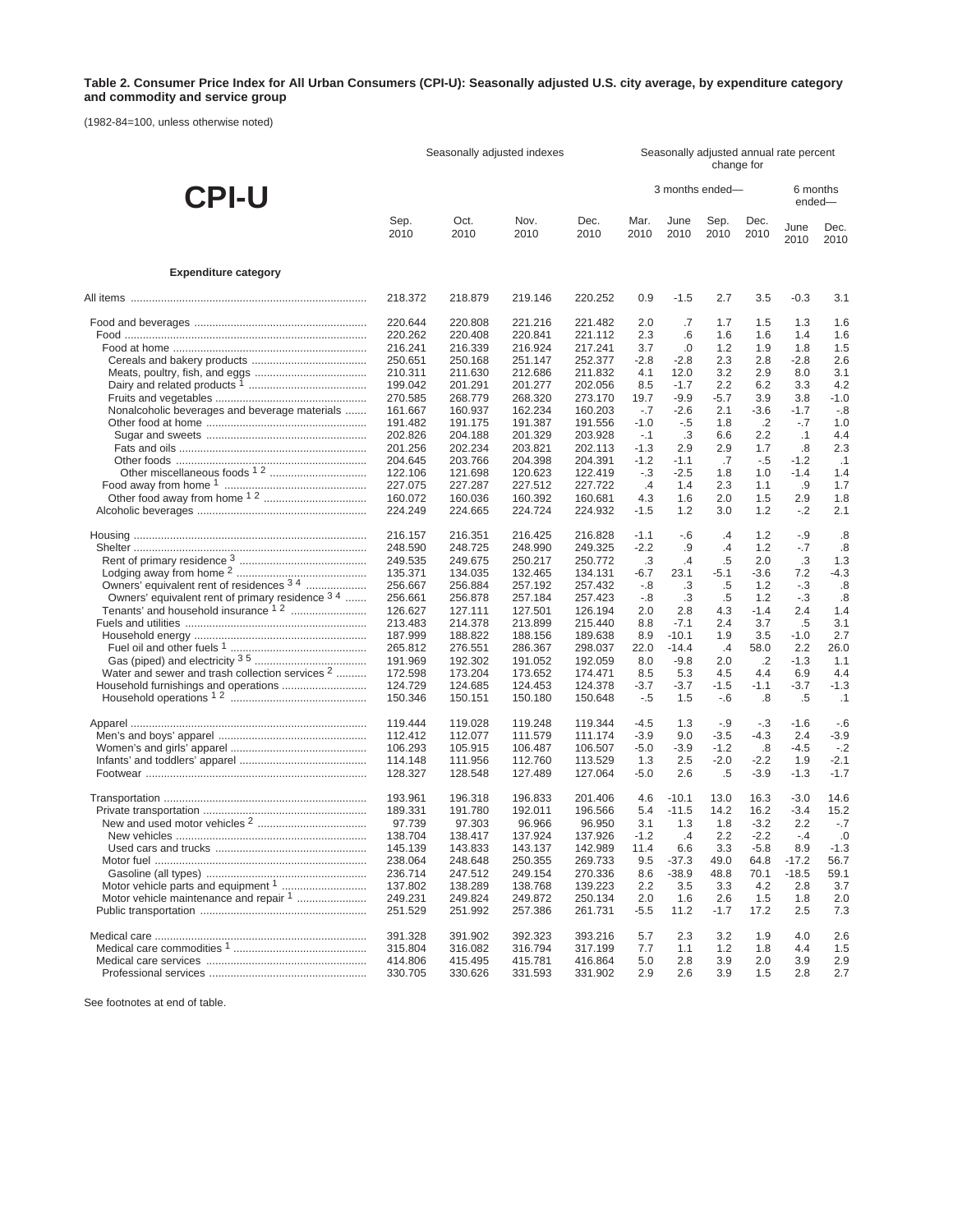**Table 2. Consumer Price Index for All Urban Consumers (CPI-U): Seasonally adjusted U.S. city average, by expenditure category and commodity and service group**

(1982-84=100, unless otherwise noted)

# CPI-U

| | Seasonally adjusted indexes | | | | Seasonally adjusted annual rate percent change for | | | | | |
|---|---|---|---|---|---|---|---|---|---|---|
| | | | | | 3 months ended— | | | | 6 months ended— | |
| | Sep. 2010 | Oct. 2010 | Nov. 2010 | Dec. 2010 | Mar. 2010 | June 2010 | Sep. 2010 | Dec. 2010 | June 2010 | Dec. 2010 |
| **Expenditure category** | | | | | | | | | | |
| All items | 218.372 | 218.879 | 219.146 | 220.252 | 0.9 | -1.5 | 2.7 | 3.5 | -0.3 | 3.1 |
| Food and beverages | 220.644 | 220.808 | 221.216 | 221.482 | 2.0 | .7 | 1.7 | 1.5 | 1.3 | 1.6 |
| Food | 220.262 | 220.408 | 220.841 | 221.112 | 2.3 | .6 | 1.6 | 1.6 | 1.4 | 1.6 |
| Food at home | 216.241 | 216.339 | 216.924 | 217.241 | 3.7 | .0 | 1.2 | 1.9 | 1.8 | 1.5 |
| Cereals and bakery products | 250.651 | 250.168 | 251.147 | 252.377 | -2.8 | -2.8 | 2.3 | 2.8 | -2.8 | 2.6 |
| Meats, poultry, fish, and eggs | 210.311 | 211.630 | 212.686 | 211.832 | 4.1 | 12.0 | 3.2 | 2.9 | 8.0 | 3.1 |
| Dairy and related products [1] | 199.042 | 201.291 | 201.277 | 202.056 | 8.5 | -1.7 | 2.2 | 6.2 | 3.3 | 4.2 |
| Fruits and vegetables | 270.585 | 268.779 | 268.320 | 273.170 | 19.7 | -9.9 | -5.7 | 3.9 | 3.8 | -1.0 |
| Nonalcoholic beverages and beverage materials | 161.667 | 160.937 | 162.234 | 160.203 | -.7 | -2.6 | 2.1 | -3.6 | -1.7 | -.8 |
| Other food at home | 191.482 | 191.175 | 191.387 | 191.556 | -1.0 | -.5 | 1.8 | .2 | -.7 | 1.0 |
| Sugar and sweets | 202.826 | 204.188 | 201.329 | 203.928 | -.1 | .3 | 6.6 | 2.2 | .1 | 4.4 |
| Fats and oils | 201.256 | 202.234 | 203.821 | 202.113 | -1.3 | 2.9 | 2.9 | 1.7 | .8 | 2.3 |
| Other foods | 204.645 | 203.766 | 204.398 | 204.391 | -1.2 | -1.1 | .7 | -.5 | -1.2 | .1 |
| Other miscellaneous foods [1 2] | 122.106 | 121.698 | 120.623 | 122.419 | -.3 | -2.5 | 1.8 | 1.0 | -1.4 | 1.4 |
| Food away from home [1] | 227.075 | 227.287 | 227.512 | 227.722 | .4 | 1.4 | 2.3 | 1.1 | .9 | 1.7 |
| Other food away from home [1 2] | 160.072 | 160.036 | 160.392 | 160.681 | 4.3 | 1.6 | 2.0 | 1.5 | 2.9 | 1.8 |
| Alcoholic beverages | 224.249 | 224.665 | 224.724 | 224.932 | -1.5 | 1.2 | 3.0 | 1.2 | -.2 | 2.1 |
| Housing | 216.157 | 216.351 | 216.425 | 216.828 | -1.1 | -.6 | .4 | 1.2 | -.9 | .8 |
| Shelter | 248.590 | 248.725 | 248.990 | 249.325 | -2.2 | .9 | .4 | 1.2 | -.7 | .8 |
| Rent of primary residence [3] | 249.535 | 249.675 | 250.217 | 250.772 | .3 | .4 | .5 | 2.0 | .3 | 1.3 |
| Lodging away from home [2] | 135.371 | 134.035 | 132.465 | 134.131 | -6.7 | 23.1 | -5.1 | -3.6 | 7.2 | -4.3 |
| Owners' equivalent rent of residences [3 4] | 256.667 | 256.884 | 257.192 | 257.432 | -.8 | .3 | .5 | 1.2 | -.3 | .8 |
| Owners' equivalent rent of primary residence [3 4] | 256.661 | 256.878 | 257.184 | 257.423 | -.8 | .3 | .5 | 1.2 | -.3 | .8 |
| Tenants' and household insurance [1 2] | 126.627 | 127.111 | 127.501 | 126.194 | 2.0 | 2.8 | 4.3 | -1.4 | 2.4 | 1.4 |
| Fuels and utilities | 213.483 | 214.378 | 213.899 | 215.440 | 8.8 | -7.1 | 2.4 | 3.7 | .5 | 3.1 |
| Household energy | 187.999 | 188.822 | 188.156 | 189.638 | 8.9 | -10.1 | 1.9 | 3.5 | -1.0 | 2.7 |
| Fuel oil and other fuels [1] | 265.812 | 276.551 | 286.367 | 298.037 | 22.0 | -14.4 | .4 | 58.0 | 2.2 | 26.0 |
| Gas (piped) and electricity [3 5] | 191.969 | 192.302 | 191.052 | 192.059 | 8.0 | -9.8 | 2.0 | .2 | -1.3 | 1.1 |
| Water and sewer and trash collection services [2] | 172.598 | 173.204 | 173.652 | 174.471 | 8.5 | 5.3 | 4.5 | 4.4 | 6.9 | 4.4 |
| Household furnishings and operations | 124.729 | 124.685 | 124.453 | 124.378 | -3.7 | -3.7 | -1.5 | -1.1 | -3.7 | -1.3 |
| Household operations [1 2] | 150.346 | 150.151 | 150.180 | 150.648 | -.5 | 1.5 | -.6 | .8 | .5 | .1 |
| Apparel | 119.444 | 119.028 | 119.248 | 119.344 | -4.5 | 1.3 | -.9 | -.3 | -1.6 | -.6 |
| Men's and boys' apparel | 112.412 | 112.077 | 111.579 | 111.174 | -3.9 | 9.0 | -3.5 | -4.3 | 2.4 | -3.9 |
| Women's and girls' apparel | 106.293 | 105.915 | 106.487 | 106.507 | -5.0 | -3.9 | -1.2 | .8 | -4.5 | -.2 |
| Infants' and toddlers' apparel | 114.148 | 111.956 | 112.760 | 113.529 | 1.3 | 2.5 | -2.0 | -2.2 | 1.9 | -2.1 |
| Footwear | 128.327 | 128.548 | 127.489 | 127.064 | -5.0 | 2.6 | .5 | -3.9 | -1.3 | -1.7 |
| Transportation | 193.961 | 196.318 | 196.833 | 201.406 | 4.6 | -10.1 | 13.0 | 16.3 | -3.0 | 14.6 |
| Private transportation | 189.331 | 191.780 | 192.011 | 196.566 | 5.4 | -11.5 | 14.2 | 16.2 | -3.4 | 15.2 |
| New and used motor vehicles [2] | 97.739 | 97.303 | 96.966 | 96.950 | 3.1 | 1.3 | 1.8 | -3.2 | 2.2 | -.7 |
| New vehicles | 138.704 | 138.417 | 137.924 | 137.926 | -1.2 | .4 | 2.2 | -2.2 | -.4 | .0 |
| Used cars and trucks | 145.139 | 143.833 | 143.137 | 142.989 | 11.4 | 6.6 | 3.3 | -5.8 | 8.9 | -1.3 |
| Motor fuel | 238.064 | 248.648 | 250.355 | 269.733 | 9.5 | -37.3 | 49.0 | 64.8 | -17.2 | 56.7 |
| Gasoline (all types) | 236.714 | 247.512 | 249.154 | 270.336 | 8.6 | -38.9 | 48.8 | 70.1 | -18.5 | 59.1 |
| Motor vehicle parts and equipment [1] | 137.802 | 138.289 | 138.768 | 139.223 | 2.2 | 3.5 | 3.3 | 4.2 | 2.8 | 3.7 |
| Motor vehicle maintenance and repair [1] | 249.231 | 249.824 | 249.872 | 250.134 | 2.0 | 1.6 | 2.6 | 1.5 | 1.8 | 2.0 |
| Public transportation | 251.529 | 251.992 | 257.386 | 261.731 | -5.5 | 11.2 | -1.7 | 17.2 | 2.5 | 7.3 |
| Medical care | 391.328 | 391.902 | 392.323 | 393.216 | 5.7 | 2.3 | 3.2 | 1.9 | 4.0 | 2.6 |
| Medical care commodities [1] | 315.804 | 316.082 | 316.794 | 317.199 | 7.7 | 1.1 | 1.2 | 1.8 | 4.4 | 1.5 |
| Medical care services | 414.806 | 415.495 | 415.781 | 416.864 | 5.0 | 2.8 | 3.9 | 2.0 | 3.9 | 2.9 |
| Professional services | 330.705 | 330.626 | 331.593 | 331.902 | 2.9 | 2.6 | 3.9 | 1.5 | 2.8 | 2.7 |

See footnotes at end of table.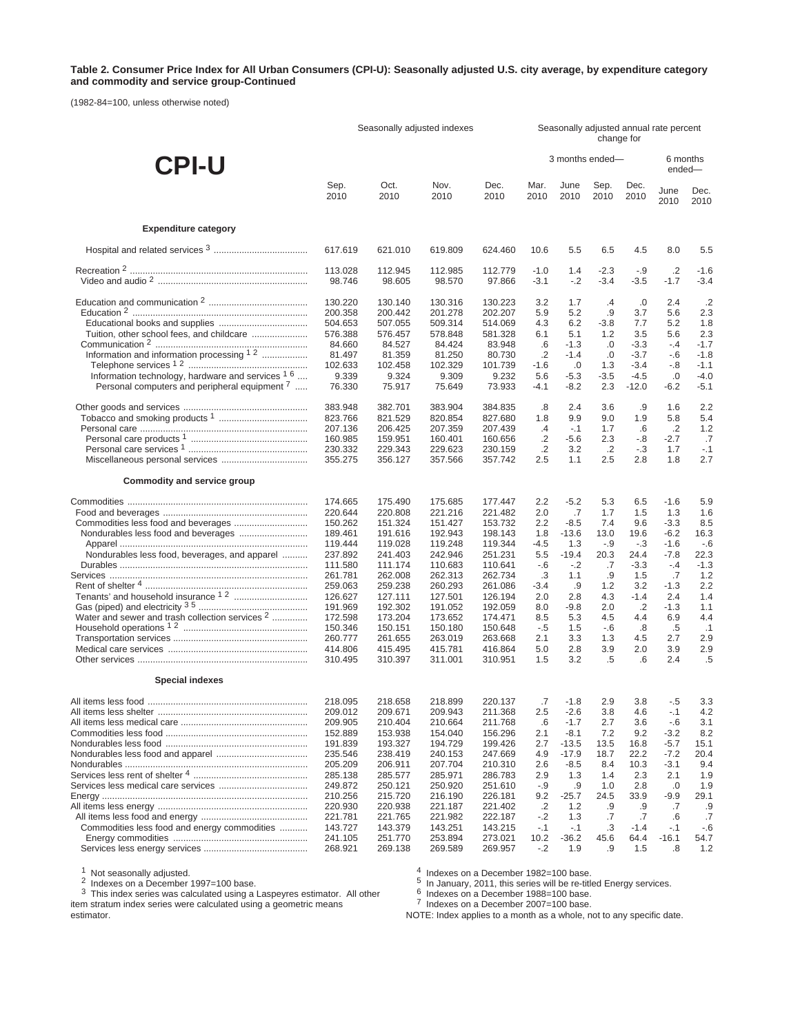**Table 2. Consumer Price Index for All Urban Consumers (CPI-U): Seasonally adjusted U.S. city average, by expenditure category and commodity and service group-Continued**

(1982-84=100, unless otherwise noted)

# CPI-U

| | Seasonally adjusted indexes | | | | Seasonally adjusted annual rate percent change for | | | | | |
|---|---|---|---|---|---|---|---|---|---|---|
| | | | | | 3 months ended— | | | | 6 months ended— | |
| | Sep. 2010 | Oct. 2010 | Nov. 2010 | Dec. 2010 | Mar. 2010 | June 2010 | Sep. 2010 | Dec. 2010 | June 2010 | Dec. 2010 |
| **Expenditure category** | | | | | | | | | | |
| Hospital and related services [3] | 617.619 | 621.010 | 619.809 | 624.460 | 10.6 | 5.5 | 6.5 | 4.5 | 8.0 | 5.5 |
| Recreation [2] | 113.028 | 112.945 | 112.985 | 112.779 | -1.0 | 1.4 | -2.3 | -.9 | .2 | -1.6 |
| Video and audio [2] | 98.746 | 98.605 | 98.570 | 97.866 | -3.1 | -.2 | -3.4 | -3.5 | -1.7 | -3.4 |
| Education and communication [2] | 130.220 | 130.140 | 130.316 | 130.223 | 3.2 | 1.7 | .4 | .0 | 2.4 | .2 |
| Education [2] | 200.358 | 200.442 | 201.278 | 202.207 | 5.9 | 5.2 | .9 | 3.7 | 5.6 | 2.3 |
| Educational books and supplies | 504.653 | 507.055 | 509.314 | 514.069 | 4.3 | 6.2 | -3.8 | 7.7 | 5.2 | 1.8 |
| Tuition, other school fees, and childcare | 576.388 | 576.457 | 578.848 | 581.328 | 6.1 | 5.1 | 1.2 | 3.5 | 5.6 | 2.3 |
| Communication [2] | 84.660 | 84.527 | 84.424 | 83.948 | .6 | -1.3 | .0 | -3.3 | -.4 | -1.7 |
| Information and information processing [1 2] | 81.497 | 81.359 | 81.250 | 80.730 | .2 | -1.4 | .0 | -3.7 | -.6 | -1.8 |
| Telephone services [1 2] | 102.633 | 102.458 | 102.329 | 101.739 | -1.6 | .0 | 1.3 | -3.4 | -.8 | -1.1 |
| Information technology, hardware and services [1 6] | 9.339 | 9.324 | 9.309 | 9.232 | 5.6 | -5.3 | -3.5 | -4.5 | .0 | -4.0 |
| Personal computers and peripheral equipment [7] | 76.330 | 75.917 | 75.649 | 73.933 | -4.1 | -8.2 | 2.3 | -12.0 | -6.2 | -5.1 |
| Other goods and services | 383.948 | 382.701 | 383.904 | 384.835 | .8 | 2.4 | 3.6 | .9 | 1.6 | 2.2 |
| Tobacco and smoking products [1] | 823.766 | 821.529 | 820.854 | 827.680 | 1.8 | 9.9 | 9.0 | 1.9 | 5.8 | 5.4 |
| Personal care | 207.136 | 206.425 | 207.359 | 207.439 | .4 | -.1 | 1.7 | .6 | .2 | 1.2 |
| Personal care products [1] | 160.985 | 159.951 | 160.401 | 160.656 | .2 | -5.6 | 2.3 | -.8 | -2.7 | .7 |
| Personal care services [1] | 230.332 | 229.343 | 229.623 | 230.159 | .2 | 3.2 | .2 | -.3 | 1.7 | -.1 |
| Miscellaneous personal services | 355.275 | 356.127 | 357.566 | 357.742 | 2.5 | 1.1 | 2.5 | 2.8 | 1.8 | 2.7 |
| **Commodity and service group** | | | | | | | | | | |
| Commodities | 174.665 | 175.490 | 175.685 | 177.447 | 2.2 | -5.2 | 5.3 | 6.5 | -1.6 | 5.9 |
| Food and beverages | 220.644 | 220.808 | 221.216 | 221.482 | 2.0 | .7 | 1.7 | 1.5 | 1.3 | 1.6 |
| Commodities less food and beverages | 150.262 | 151.324 | 151.427 | 153.732 | 2.2 | -8.5 | 7.4 | 9.6 | -3.3 | 8.5 |
| Nondurables less food and beverages | 189.461 | 191.616 | 192.943 | 198.143 | 1.8 | -13.6 | 13.0 | 19.6 | -6.2 | 16.3 |
| Apparel | 119.444 | 119.028 | 119.248 | 119.344 | -4.5 | 1.3 | -.9 | -.3 | -1.6 | -.6 |
| Nondurables less food, beverages, and apparel | 237.892 | 241.403 | 242.946 | 251.231 | 5.5 | -19.4 | 20.3 | 24.4 | -7.8 | 22.3 |
| Durables | 111.580 | 111.174 | 110.683 | 110.641 | -.6 | -.2 | .7 | -3.3 | -.4 | -1.3 |
| Services | 261.781 | 262.008 | 262.313 | 262.734 | .3 | 1.1 | .9 | 1.5 | .7 | 1.2 |
| Rent of shelter [4] | 259.063 | 259.238 | 260.293 | 261.086 | -3.4 | .9 | 1.2 | 3.2 | -1.3 | 2.2 |
| Tenants' and household insurance [1 2] | 126.627 | 127.111 | 127.501 | 126.194 | 2.0 | 2.8 | 4.3 | -1.4 | 2.4 | 1.4 |
| Gas (piped) and electricity [3 5] | 191.969 | 192.302 | 191.052 | 192.059 | 8.0 | -9.8 | 2.0 | .2 | -1.3 | 1.1 |
| Water and sewer and trash collection services [2] | 172.598 | 173.204 | 173.652 | 174.471 | 8.5 | 5.3 | 4.5 | 4.4 | 6.9 | 4.4 |
| Household operations [1 2] | 150.346 | 150.151 | 150.180 | 150.648 | -.5 | 1.5 | -.6 | .8 | .5 | .1 |
| Transportation services | 260.777 | 261.655 | 263.019 | 263.668 | 2.1 | 3.3 | 1.3 | 4.5 | 2.7 | 2.9 |
| Medical care services | 414.806 | 415.495 | 415.781 | 416.864 | 5.0 | 2.8 | 3.9 | 2.0 | 3.9 | 2.9 |
| Other services | 310.495 | 310.397 | 311.001 | 310.951 | 1.5 | 3.2 | .5 | .6 | 2.4 | .5 |
| **Special indexes** | | | | | | | | | | |
| All items less food | 218.095 | 218.658 | 218.899 | 220.137 | .7 | -1.8 | 2.9 | 3.8 | -.5 | 3.3 |
| All items less shelter | 209.012 | 209.671 | 209.943 | 211.368 | 2.5 | -2.6 | 3.8 | 4.6 | -.1 | 4.2 |
| All items less medical care | 209.905 | 210.404 | 210.664 | 211.768 | .6 | -1.7 | 2.7 | 3.6 | -.6 | 3.1 |
| Commodities less food | 152.889 | 153.938 | 154.040 | 156.296 | 2.1 | -8.1 | 7.2 | 9.2 | -3.2 | 8.2 |
| Nondurables less food | 191.839 | 193.327 | 194.729 | 199.426 | 2.7 | -13.5 | 13.5 | 16.8 | -5.7 | 15.1 |
| Nondurables less food and apparel | 235.546 | 238.419 | 240.153 | 247.669 | 4.9 | -17.9 | 18.7 | 22.2 | -7.2 | 20.4 |
| Nondurables | 205.209 | 206.911 | 207.704 | 210.310 | 2.6 | -8.5 | 8.4 | 10.3 | -3.1 | 9.4 |
| Services less rent of shelter [4] | 285.138 | 285.577 | 285.971 | 286.783 | 2.9 | 1.3 | 1.4 | 2.3 | 2.1 | 1.9 |
| Services less medical care services | 249.872 | 250.121 | 250.920 | 251.610 | -.9 | .9 | 1.0 | 2.8 | .0 | 1.9 |
| Energy | 210.256 | 215.720 | 216.190 | 226.181 | 9.2 | -25.7 | 24.5 | 33.9 | -9.9 | 29.1 |
| All items less energy | 220.930 | 220.938 | 221.187 | 221.402 | .2 | 1.2 | .9 | .9 | .7 | .9 |
| All items less food and energy | 221.781 | 221.765 | 221.982 | 222.187 | -.2 | 1.3 | .7 | .7 | .6 | .7 |
| Commodities less food and energy commodities | 143.727 | 143.379 | 143.251 | 143.215 | -.1 | -.1 | .3 | -1.4 | -.1 | -.6 |
| Energy commodities | 241.105 | 251.770 | 253.894 | 273.021 | 10.2 | -36.2 | 45.6 | 64.4 | -16.1 | 54.7 |
| Services less energy services | 268.921 | 269.138 | 269.589 | 269.957 | -.2 | 1.9 | .9 | 1.5 | .8 | 1.2 |

[1] Not seasonally adjusted.
[2] Indexes on a December 1997=100 base.
[3] This index series was calculated using a Laspeyres estimator. All other item stratum index series were calculated using a geometric means estimator.
[4] Indexes on a December 1982=100 base.
[5] In January, 2011, this series will be re-titled Energy services.
[6] Indexes on a December 1988=100 base.
[7] Indexes on a December 2007=100 base.
NOTE: Index applies to a month as a whole, not to any specific date.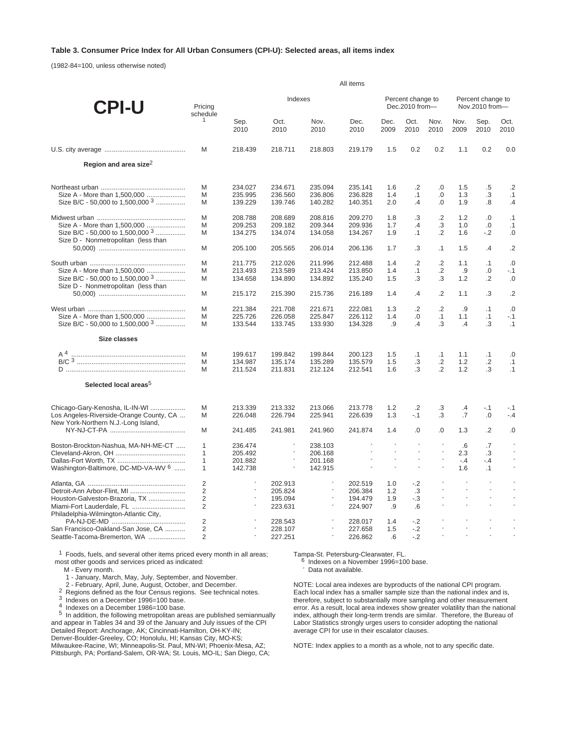**Table 3. Consumer Price Index for All Urban Consumers (CPI-U): Selected areas, all items index**

(1982-84=100, unless otherwise noted)

| CPI-U | Pricing schedule [1] | Indexes | | | | Percent change to Dec.2010 from— | | | Percent change to Nov.2010 from— | | |
|---|---|---|---|---|---|---|---|---|---|---|---|
| | | Sep. 2010 | Oct. 2010 | Nov. 2010 | Dec. 2010 | Dec. 2009 | Oct. 2010 | Nov. 2010 | Nov. 2009 | Sep. 2010 | Oct. 2010 |
| U.S. city average | M | 218.439 | 218.711 | 218.803 | 219.179 | 1.5 | 0.2 | 0.2 | 1.1 | 0.2 | 0.0 |
| **Region and area size[2]** | | | | | | | | | | | |
| Northeast urban | M | 234.027 | 234.671 | 235.094 | 235.141 | 1.6 | .2 | .0 | 1.5 | .5 | .2 |
| Size A - More than 1,500,000 | M | 235.995 | 236.560 | 236.806 | 236.828 | 1.4 | .1 | .0 | 1.3 | .3 | .1 |
| Size B/C - 50,000 to 1,500,000 [3] | M | 139.229 | 139.746 | 140.282 | 140.351 | 2.0 | .4 | .0 | 1.9 | .8 | .4 |
| Midwest urban | M | 208.788 | 208.689 | 208.816 | 209.270 | 1.8 | .3 | .2 | 1.2 | .0 | .1 |
| Size A - More than 1,500,000 | M | 209.253 | 209.182 | 209.344 | 209.936 | 1.7 | .4 | .3 | 1.0 | .0 | .1 |
| Size B/C - 50,000 to 1,500,000 [3] | M | 134.275 | 134.074 | 134.058 | 134.267 | 1.9 | .1 | .2 | 1.6 | -.2 | .0 |
| Size D - Nonmetropolitan (less than 50,000) | M | 205.100 | 205.565 | 206.014 | 206.136 | 1.7 | .3 | .1 | 1.5 | .4 | .2 |
| South urban | M | 211.775 | 212.026 | 211.996 | 212.488 | 1.4 | .2 | .2 | 1.1 | .1 | .0 |
| Size A - More than 1,500,000 | M | 213.493 | 213.589 | 213.424 | 213.850 | 1.4 | .1 | .2 | .9 | .0 | -.1 |
| Size B/C - 50,000 to 1,500,000 [3] | M | 134.658 | 134.890 | 134.892 | 135.240 | 1.5 | .3 | .3 | 1.2 | .2 | .0 |
| Size D - Nonmetropolitan (less than 50,000) | M | 215.172 | 215.390 | 215.736 | 216.189 | 1.4 | .4 | .2 | 1.1 | .3 | .2 |
| West urban | M | 221.384 | 221.708 | 221.671 | 222.081 | 1.3 | .2 | .2 | .9 | .1 | .0 |
| Size A - More than 1,500,000 | M | 225.726 | 226.058 | 225.847 | 226.112 | 1.4 | .0 | .1 | 1.1 | .1 | -.1 |
| Size B/C - 50,000 to 1,500,000 [3] | M | 133.544 | 133.745 | 133.930 | 134.328 | .9 | .4 | .3 | .4 | .3 | .1 |
| **Size classes** | | | | | | | | | | | |
| A [4] | M | 199.617 | 199.842 | 199.844 | 200.123 | 1.5 | .1 | .1 | 1.1 | .1 | .0 |
| B/C [3] | M | 134.987 | 135.174 | 135.289 | 135.579 | 1.5 | .3 | .2 | 1.2 | .2 | .1 |
| D | M | 211.524 | 211.831 | 212.124 | 212.541 | 1.6 | .3 | .2 | 1.2 | .3 | .1 |
| **Selected local areas[5]** | | | | | | | | | | | |
| Chicago-Gary-Kenosha, IL-IN-WI | M | 213.339 | 213.332 | 213.066 | 213.778 | 1.2 | .2 | .3 | .4 | -.1 | -.1 |
| Los Angeles-Riverside-Orange County, CA | M | 226.048 | 226.794 | 225.941 | 226.639 | 1.3 | -.1 | .3 | .7 | .0 | -.4 |
| New York-Northern N.J.-Long Island, NY-NJ-CT-PA | M | 241.485 | 241.981 | 241.960 | 241.874 | 1.4 | .0 | .0 | 1.3 | .2 | .0 |
| Boston-Brockton-Nashua, MA-NH-ME-CT | 1 | 236.474 | - | 238.103 | - | - | - | - | .6 | .7 | - |
| Cleveland-Akron, OH | 1 | 205.492 | - | 206.168 | - | - | - | - | 2.3 | .3 | - |
| Dallas-Fort Worth, TX | 1 | 201.882 | - | 201.168 | - | - | - | - | -.4 | -.4 | - |
| Washington-Baltimore, DC-MD-VA-WV [6] | 1 | 142.738 | - | 142.915 | - | - | - | - | 1.6 | .1 | - |
| Atlanta, GA | 2 | - | 202.913 | - | 202.519 | 1.0 | -.2 | - | - | - | - |
| Detroit-Ann Arbor-Flint, MI | 2 | - | 205.824 | - | 206.384 | 1.2 | .3 | - | - | - | - |
| Houston-Galveston-Brazoria, TX | 2 | - | 195.094 | - | 194.479 | 1.9 | -.3 | - | - | - | - |
| Miami-Fort Lauderdale, FL | 2 | - | 223.631 | - | 224.907 | .9 | .6 | - | - | - | - |
| Philadelphia-Wilmington-Atlantic City, PA-NJ-DE-MD | 2 | - | 228.543 | - | 228.017 | 1.4 | -.2 | - | - | - | - |
| San Francisco-Oakland-San Jose, CA | 2 | - | 228.107 | - | 227.658 | 1.5 | -.2 | - | - | - | - |
| Seattle-Tacoma-Bremerton, WA | 2 | - | 227.251 | - | 226.862 | .6 | -.2 | - | - | - | - |

[1] Foods, fuels, and several other items priced every month in all areas; most other goods and services priced as indicated:
M - Every month.
1 - January, March, May, July, September, and November.
2 - February, April, June, August, October, and December.

[2] Regions defined as the four Census regions. See technical notes.

[3] Indexes on a December 1996=100 base.

[4] Indexes on a December 1986=100 base.

[5] In addition, the following metropolitan areas are published semiannually and appear in Tables 34 and 39 of the January and July issues of the CPI Detailed Report: Anchorage, AK; Cincinnati-Hamilton, OH-KY-IN; Denver-Boulder-Greeley, CO; Honolulu, HI; Kansas City, MO-KS; Milwaukee-Racine, WI; Minneapolis-St. Paul, MN-WI; Phoenix-Mesa, AZ; Pittsburgh, PA; Portland-Salem, OR-WA; St. Louis, MO-IL; San Diego, CA; Tampa-St. Petersburg-Clearwater, FL.

[6] Indexes on a November 1996=100 base.

- Data not available.

NOTE: Local area indexes are byproducts of the national CPI program. Each local index has a smaller sample size than the national index and is, therefore, subject to substantially more sampling and other measurement error. As a result, local area indexes show greater volatility than the national index, although their long-term trends are similar. Therefore, the Bureau of Labor Statistics strongly urges users to consider adopting the national average CPI for use in their escalator clauses.

NOTE: Index applies to a month as a whole, not to any specific date.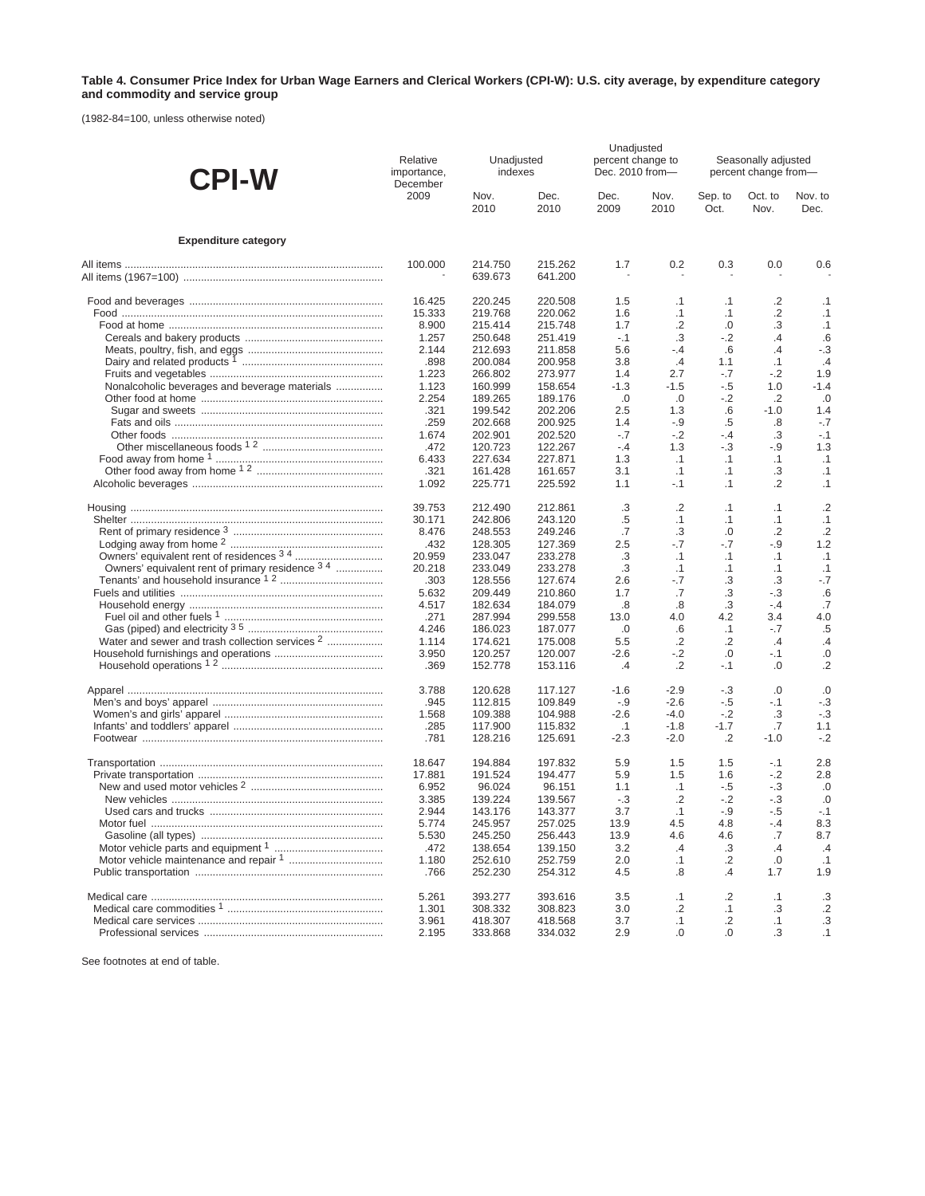**Table 4. Consumer Price Index for Urban Wage Earners and Clerical Workers (CPI-W): U.S. city average, by expenditure category and commodity and service group**

(1982-84=100, unless otherwise noted)

| CPI-W | Relative importance, December 2009 | Unadjusted indexes | | Unadjusted percent change to Dec. 2010 from— | | Seasonally adjusted percent change from— | | |
|---|---|---|---|---|---|---|---|---|
| | | Nov. 2010 | Dec. 2010 | Dec. 2009 | Nov. 2010 | Sep. to Oct. | Oct. to Nov. | Nov. to Dec. |
| **Expenditure category** | | | | | | | | |
| All items | 100.000 | 214.750 | 215.262 | 1.7 | 0.2 | 0.3 | 0.0 | 0.6 |
| All items (1967=100) | - | 639.673 | 641.200 | - | - | - | - | - |
| Food and beverages | 16.425 | 220.245 | 220.508 | 1.5 | .1 | .1 | .2 | .1 |
| Food | 15.333 | 219.768 | 220.062 | 1.6 | .1 | .1 | .2 | .1 |
| Food at home | 8.900 | 215.414 | 215.748 | 1.7 | .2 | .0 | .3 | .1 |
| Cereals and bakery products | 1.257 | 250.648 | 251.419 | -.1 | .3 | -.2 | .4 | .6 |
| Meats, poultry, fish, and eggs | 2.144 | 212.693 | 211.858 | 5.6 | -.4 | .6 | .4 | -.3 |
| Dairy and related products [1] | .898 | 200.084 | 200.958 | 3.8 | .4 | 1.1 | .1 | .4 |
| Fruits and vegetables | 1.223 | 266.802 | 273.977 | 1.4 | 2.7 | -.7 | -.2 | 1.9 |
| Nonalcoholic beverages and beverage materials | 1.123 | 160.999 | 158.654 | -1.3 | -1.5 | -.5 | 1.0 | -1.4 |
| Other food at home | 2.254 | 189.265 | 189.176 | .0 | .0 | -.2 | .2 | .0 |
| Sugar and sweets | .321 | 199.542 | 202.206 | 2.5 | 1.3 | .6 | -1.0 | 1.4 |
| Fats and oils | .259 | 202.668 | 200.925 | 1.4 | -.9 | .5 | .8 | -.7 |
| Other foods | 1.674 | 202.901 | 202.520 | -.7 | -.2 | -.4 | .3 | -.1 |
| Other miscellaneous foods [1 2] | .472 | 120.723 | 122.267 | -.4 | 1.3 | -.3 | -.9 | 1.3 |
| Food away from home [1] | 6.433 | 227.634 | 227.871 | 1.3 | .1 | .1 | .1 | .1 |
| Other food away from home [1 2] | .321 | 161.428 | 161.657 | 3.1 | .1 | .1 | .3 | .1 |
| Alcoholic beverages | 1.092 | 225.771 | 225.592 | 1.1 | -.1 | .1 | .2 | .1 |
| Housing | 39.753 | 212.490 | 212.861 | .3 | .2 | .1 | .1 | .2 |
| Shelter | 30.171 | 242.806 | 243.120 | .5 | .1 | .1 | .1 | .1 |
| Rent of primary residence [3] | 8.476 | 248.553 | 249.246 | .7 | .3 | .0 | .2 | .2 |
| Lodging away from home [2] | .432 | 128.305 | 127.369 | 2.5 | -.7 | -.7 | -.9 | 1.2 |
| Owners' equivalent rent of residences [3 4] | 20.959 | 233.047 | 233.278 | .3 | .1 | .1 | .1 | .1 |
| Owners' equivalent rent of primary residence [3 4] | 20.218 | 233.049 | 233.278 | .3 | .1 | .1 | .1 | .1 |
| Tenants' and household insurance [1 2] | .303 | 128.556 | 127.674 | 2.6 | -.7 | .3 | .3 | -.7 |
| Fuels and utilities | 5.632 | 209.449 | 210.860 | 1.7 | .7 | .3 | -.3 | .6 |
| Household energy | 4.517 | 182.634 | 184.079 | .8 | .8 | .3 | -.4 | .7 |
| Fuel oil and other fuels [1] | .271 | 287.994 | 299.558 | 13.0 | 4.0 | 4.2 | 3.4 | 4.0 |
| Gas (piped) and electricity [3 5] | 4.246 | 186.023 | 187.077 | .0 | .6 | .1 | -.7 | .5 |
| Water and sewer and trash collection services [2] | 1.114 | 174.621 | 175.008 | 5.5 | .2 | .2 | .4 | .4 |
| Household furnishings and operations | 3.950 | 120.257 | 120.007 | -2.6 | -.2 | .0 | -.1 | .0 |
| Household operations [1 2] | .369 | 152.778 | 153.116 | .4 | .2 | -.1 | .0 | .2 |
| Apparel | 3.788 | 120.628 | 117.127 | -1.6 | -2.9 | -.3 | .0 | .0 |
| Men's and boys' apparel | .945 | 112.815 | 109.849 | -.9 | -2.6 | -.5 | -.1 | -.3 |
| Women's and girls' apparel | 1.568 | 109.388 | 104.988 | -2.6 | -4.0 | -.2 | .3 | -.3 |
| Infants' and toddlers' apparel | .285 | 117.900 | 115.832 | .1 | -1.8 | -1.7 | .7 | 1.1 |
| Footwear | .781 | 128.216 | 125.691 | -2.3 | -2.0 | .2 | -1.0 | -.2 |
| Transportation | 18.647 | 194.884 | 197.832 | 5.9 | 1.5 | 1.5 | -.1 | 2.8 |
| Private transportation | 17.881 | 191.524 | 194.477 | 5.9 | 1.5 | 1.6 | -.2 | 2.8 |
| New and used motor vehicles [2] | 6.952 | 96.024 | 96.151 | 1.1 | .1 | -.5 | -.3 | .0 |
| New vehicles | 3.385 | 139.224 | 139.567 | -.3 | .2 | -.2 | -.3 | .0 |
| Used cars and trucks | 2.944 | 143.176 | 143.377 | 3.7 | .1 | -.9 | -.5 | -.1 |
| Motor fuel | 5.774 | 245.957 | 257.025 | 13.9 | 4.5 | 4.8 | -.4 | 8.3 |
| Gasoline (all types) | 5.530 | 245.250 | 256.443 | 13.9 | 4.6 | 4.6 | .7 | 8.7 |
| Motor vehicle parts and equipment [1] | .472 | 138.654 | 139.150 | 3.2 | .4 | .3 | .4 | .4 |
| Motor vehicle maintenance and repair [1] | 1.180 | 252.610 | 252.759 | 2.0 | .1 | .2 | .0 | .1 |
| Public transportation | .766 | 252.230 | 254.312 | 4.5 | .8 | .4 | 1.7 | 1.9 |
| Medical care | 5.261 | 393.277 | 393.616 | 3.5 | .1 | .2 | .1 | .3 |
| Medical care commodities [1] | 1.301 | 308.332 | 308.823 | 3.0 | .2 | .1 | .3 | .2 |
| Medical care services | 3.961 | 418.307 | 418.568 | 3.7 | .1 | .2 | .1 | .3 |
| Professional services | 2.195 | 333.868 | 334.032 | 2.9 | .0 | .0 | .3 | .1 |

See footnotes at end of table.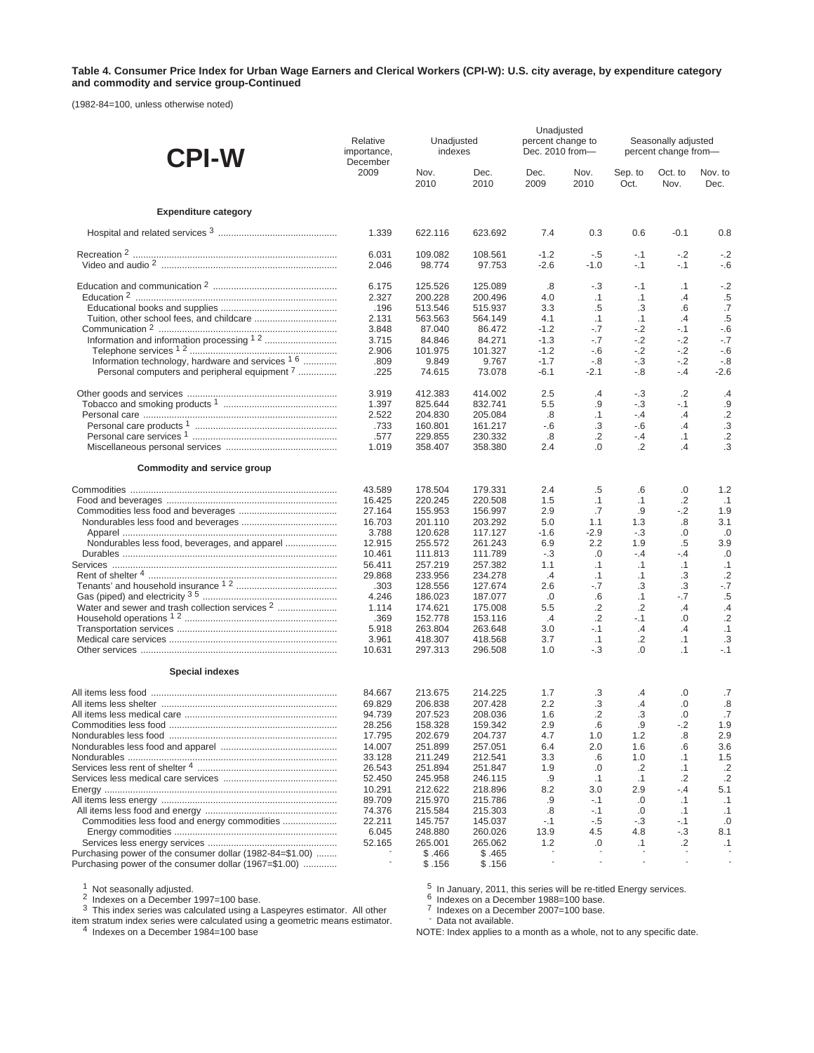**Table 4. Consumer Price Index for Urban Wage Earners and Clerical Workers (CPI-W): U.S. city average, by expenditure category and commodity and service group-Continued**

(1982-84=100, unless otherwise noted)

| CPI-W | Relative importance, December 2009 | Unadjusted indexes | | Unadjusted percent change to Dec. 2010 from— | | Seasonally adjusted percent change from— | | |
|---|---|---|---|---|---|---|---|---|
| | | Nov. 2010 | Dec. 2010 | Dec. 2009 | Nov. 2010 | Sep. to Oct. | Oct. to Nov. | Nov. to Dec. |
| **Expenditure category** | | | | | | | | |
| Hospital and related services [3] | 1.339 | 622.116 | 623.692 | 7.4 | 0.3 | 0.6 | -0.1 | 0.8 |
| Recreation [2] | 6.031 | 109.082 | 108.561 | -1.2 | -.5 | -.1 | -.2 | -.2 |
| Video and audio [2] | 2.046 | 98.774 | 97.753 | -2.6 | -1.0 | -.1 | -.1 | -.6 |
| Education and communication [2] | 6.175 | 125.526 | 125.089 | .8 | -.3 | -.1 | .1 | -.2 |
| Education [2] | 2.327 | 200.228 | 200.496 | 4.0 | .1 | .1 | .4 | .5 |
| Educational books and supplies | .196 | 513.546 | 515.937 | 3.3 | .5 | .3 | .6 | .7 |
| Tuition, other school fees, and childcare | 2.131 | 563.563 | 564.149 | 4.1 | .1 | .1 | .4 | .5 |
| Communication [2] | 3.848 | 87.040 | 86.472 | -1.2 | -.7 | -.2 | -.1 | -.6 |
| Information and information processing [1 2] | 3.715 | 84.846 | 84.271 | -1.3 | -.7 | -.2 | -.2 | -.7 |
| Telephone services [1 2] | 2.906 | 101.975 | 101.327 | -1.2 | -.6 | -.2 | -.2 | -.6 |
| Information technology, hardware and services [1 6] | .809 | 9.849 | 9.767 | -1.7 | -.8 | -.3 | -.2 | -.8 |
| Personal computers and peripheral equipment [7] | .225 | 74.615 | 73.078 | -6.1 | -2.1 | -.8 | -.4 | -2.6 |
| Other goods and services | 3.919 | 412.383 | 414.002 | 2.5 | .4 | -.3 | .2 | .4 |
| Tobacco and smoking products [1] | 1.397 | 825.644 | 832.741 | 5.5 | .9 | -.3 | -.1 | .9 |
| Personal care | 2.522 | 204.830 | 205.084 | .8 | .1 | -.4 | .4 | .2 |
| Personal care products [1] | .733 | 160.801 | 161.217 | -.6 | .3 | -.6 | .4 | .3 |
| Personal care services [1] | .577 | 229.855 | 230.332 | .8 | .2 | -.4 | .1 | .2 |
| Miscellaneous personal services | 1.019 | 358.407 | 358.380 | 2.4 | .0 | .2 | .4 | .3 |
| **Commodity and service group** | | | | | | | | |
| Commodities | 43.589 | 178.504 | 179.331 | 2.4 | .5 | .6 | .0 | 1.2 |
| Food and beverages | 16.425 | 220.245 | 220.508 | 1.5 | .1 | .1 | .2 | .1 |
| Commodities less food and beverages | 27.164 | 155.953 | 156.997 | 2.9 | .7 | .9 | -.2 | 1.9 |
| Nondurables less food and beverages | 16.703 | 201.110 | 203.292 | 5.0 | 1.1 | 1.3 | .8 | 3.1 |
| Apparel | 3.788 | 120.628 | 117.127 | -1.6 | -2.9 | -.3 | .0 | .0 |
| Nondurables less food, beverages, and apparel | 12.915 | 255.572 | 261.243 | 6.9 | 2.2 | 1.9 | .5 | 3.9 |
| Durables | 10.461 | 111.813 | 111.789 | -.3 | .0 | -.4 | -.4 | .0 |
| Services | 56.411 | 257.219 | 257.382 | 1.1 | .1 | .1 | .1 | .1 |
| Rent of shelter [4] | 29.868 | 233.956 | 234.278 | .4 | .1 | .1 | .3 | .2 |
| Tenants' and household insurance [1 2] | .303 | 128.556 | 127.674 | 2.6 | -.7 | .3 | .3 | -.7 |
| Gas (piped) and electricity [3 5] | 4.246 | 186.023 | 187.077 | .0 | .6 | .1 | -.7 | .5 |
| Water and sewer and trash collection services [2] | 1.114 | 174.621 | 175.008 | 5.5 | .2 | .2 | .4 | .4 |
| Household operations [1 2] | .369 | 152.778 | 153.116 | .4 | .2 | -.1 | .0 | .2 |
| Transportation services | 5.918 | 263.804 | 263.648 | 3.0 | -.1 | .4 | .4 | .1 |
| Medical care services | 3.961 | 418.307 | 418.568 | 3.7 | .1 | .2 | .1 | .3 |
| Other services | 10.631 | 297.313 | 296.508 | 1.0 | -.3 | .0 | .1 | -.1 |
| **Special indexes** | | | | | | | | |
| All items less food | 84.667 | 213.675 | 214.225 | 1.7 | .3 | .4 | .0 | .7 |
| All items less shelter | 69.829 | 206.838 | 207.428 | 2.2 | .3 | .4 | .0 | .8 |
| All items less medical care | 94.739 | 207.523 | 208.036 | 1.6 | .2 | .3 | .0 | .7 |
| Commodities less food | 28.256 | 158.328 | 159.342 | 2.9 | .6 | .9 | -.2 | 1.9 |
| Nondurables less food | 17.795 | 202.679 | 204.737 | 4.7 | 1.0 | 1.2 | .8 | 2.9 |
| Nondurables less food and apparel | 14.007 | 251.899 | 257.051 | 6.4 | 2.0 | 1.6 | .6 | 3.6 |
| Nondurables | 33.128 | 211.249 | 212.541 | 3.3 | .6 | 1.0 | .1 | 1.5 |
| Services less rent of shelter [4] | 26.543 | 251.894 | 251.847 | 1.9 | .0 | .2 | .1 | .2 |
| Services less medical care services | 52.450 | 245.958 | 246.115 | .9 | .1 | .1 | .2 | .2 |
| Energy | 10.291 | 212.622 | 218.896 | 8.2 | 3.0 | 2.9 | -.4 | 5.1 |
| All items less energy | 89.709 | 215.970 | 215.786 | .9 | -.1 | .0 | .1 | .1 |
| All items less food and energy | 74.376 | 215.584 | 215.303 | .8 | -.1 | .0 | .1 | .1 |
| Commodities less food and energy commodities | 22.211 | 145.757 | 145.037 | -.1 | -.5 | -.3 | -.1 | .0 |
| Energy commodities | 6.045 | 248.880 | 260.026 | 13.9 | 4.5 | 4.8 | -.3 | 8.1 |
| Services less energy services | 52.165 | 265.001 | 265.062 | 1.2 | .0 | .1 | .2 | .1 |
| Purchasing power of the consumer dollar (1982-84=$1.00) | - | $ .466 | $ .465 | - | - | - | - | - |
| Purchasing power of the consumer dollar (1967=$1.00) | - | $ .156 | $ .156 | - | - | - | - | - |

[1] Not seasonally adjusted.
[2] Indexes on a December 1997=100 base.
[3] This index series was calculated using a Laspeyres estimator. All other item stratum index series were calculated using a geometric means estimator.
[4] Indexes on a December 1984=100 base
[5] In January, 2011, this series will be re-titled Energy services.
[6] Indexes on a December 1988=100 base.
[7] Indexes on a December 2007=100 base.
- Data not available.

NOTE: Index applies to a month as a whole, not to any specific date.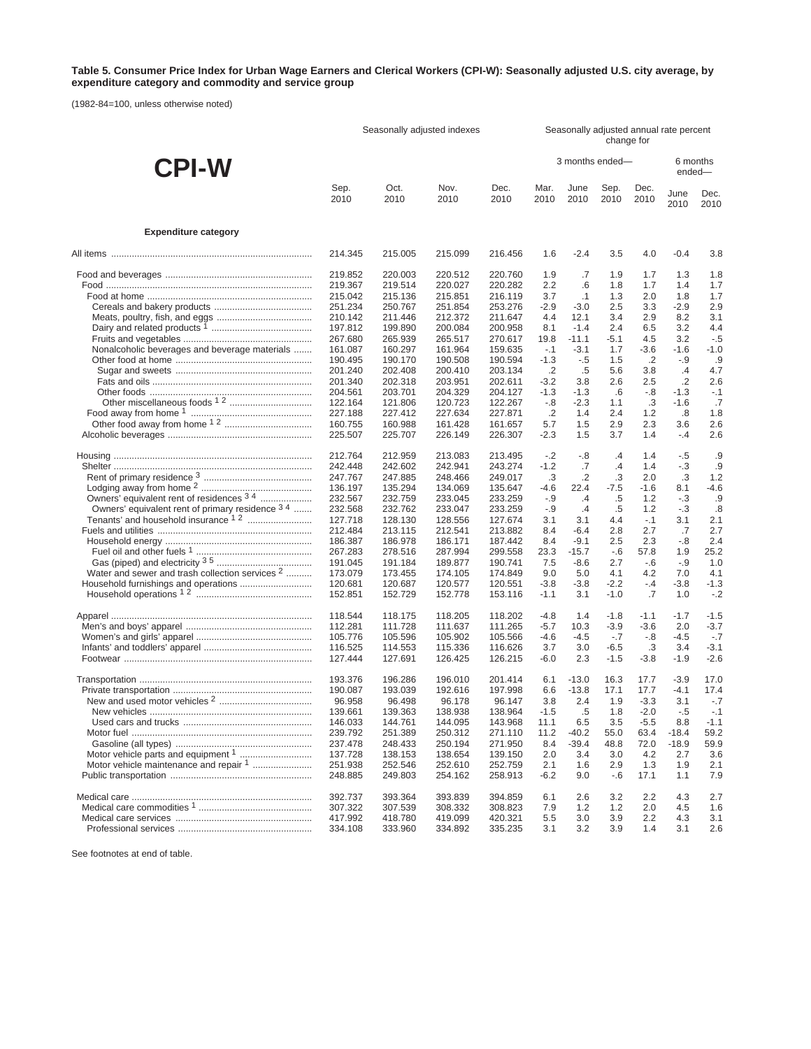**Table 5. Consumer Price Index for Urban Wage Earners and Clerical Workers (CPI-W): Seasonally adjusted U.S. city average, by expenditure category and commodity and service group**

(1982-84=100, unless otherwise noted)

# CPI-W

| | Seasonally adjusted indexes | | | | Seasonally adjusted annual rate percent change for | | | | | |
|---|---|---|---|---|---|---|---|---|---|---|
| | | | | | 3 months ended— | | | | 6 months ended— | |
| | Sep. 2010 | Oct. 2010 | Nov. 2010 | Dec. 2010 | Mar. 2010 | June 2010 | Sep. 2010 | Dec. 2010 | June 2010 | Dec. 2010 |
| **Expenditure category** | | | | | | | | | | |
| All items | 214.345 | 215.005 | 215.099 | 216.456 | 1.6 | -2.4 | 3.5 | 4.0 | -0.4 | 3.8 |
| Food and beverages | 219.852 | 220.003 | 220.512 | 220.760 | 1.9 | .7 | 1.9 | 1.7 | 1.3 | 1.8 |
| Food | 219.367 | 219.514 | 220.027 | 220.282 | 2.2 | .6 | 1.8 | 1.7 | 1.4 | 1.7 |
| Food at home | 215.042 | 215.136 | 215.851 | 216.119 | 3.7 | .1 | 1.3 | 2.0 | 1.8 | 1.7 |
| Cereals and bakery products | 251.234 | 250.767 | 251.854 | 253.276 | -2.9 | -3.0 | 2.5 | 3.3 | -2.9 | 2.9 |
| Meats, poultry, fish, and eggs | 210.142 | 211.446 | 212.372 | 211.647 | 4.4 | 12.1 | 3.4 | 2.9 | 8.2 | 3.1 |
| Dairy and related products [1] | 197.812 | 199.890 | 200.084 | 200.958 | 8.1 | -1.4 | 2.4 | 6.5 | 3.2 | 4.4 |
| Fruits and vegetables | 267.680 | 265.939 | 265.517 | 270.617 | 19.8 | -11.1 | -5.1 | 4.5 | 3.2 | -.5 |
| Nonalcoholic beverages and beverage materials | 161.087 | 160.297 | 161.964 | 159.635 | -.1 | -3.1 | 1.7 | -3.6 | -1.6 | -1.0 |
| Other food at home | 190.495 | 190.170 | 190.508 | 190.594 | -1.3 | -.5 | 1.5 | .2 | -.9 | .9 |
| Sugar and sweets | 201.240 | 202.408 | 200.410 | 203.134 | .2 | .5 | 5.6 | 3.8 | .4 | 4.7 |
| Fats and oils | 201.340 | 202.318 | 203.951 | 202.611 | -3.2 | 3.8 | 2.6 | 2.5 | .2 | 2.6 |
| Other foods | 204.561 | 203.701 | 204.329 | 204.127 | -1.3 | -1.3 | .6 | -.8 | -1.3 | -.1 |
| Other miscellaneous foods [1 2] | 122.164 | 121.806 | 120.723 | 122.267 | -.8 | -2.3 | 1.1 | .3 | -1.6 | .7 |
| Food away from home [1] | 227.188 | 227.412 | 227.634 | 227.871 | .2 | 1.4 | 2.4 | 1.2 | .8 | 1.8 |
| Other food away from home [1 2] | 160.755 | 160.988 | 161.428 | 161.657 | 5.7 | 1.5 | 2.9 | 2.3 | 3.6 | 2.6 |
| Alcoholic beverages | 225.507 | 225.707 | 226.149 | 226.307 | -2.3 | 1.5 | 3.7 | 1.4 | -.4 | 2.6 |
| Housing | 212.764 | 212.959 | 213.083 | 213.495 | -.2 | -.8 | .4 | 1.4 | -.5 | .9 |
| Shelter | 242.448 | 242.602 | 242.941 | 243.274 | -1.2 | .7 | .4 | 1.4 | -.3 | .9 |
| Rent of primary residence [3] | 247.767 | 247.885 | 248.466 | 249.017 | .3 | .2 | .3 | 2.0 | .3 | 1.2 |
| Lodging away from home [2] | 136.197 | 135.294 | 134.069 | 135.647 | -4.6 | 22.4 | -7.5 | -1.6 | 8.1 | -4.6 |
| Owners' equivalent rent of residences [3 4] | 232.567 | 232.759 | 233.045 | 233.259 | -.9 | .4 | .5 | 1.2 | -.3 | .9 |
| Owners' equivalent rent of primary residence [3 4] | 232.568 | 232.762 | 233.047 | 233.259 | -.9 | .4 | .5 | 1.2 | -.3 | .8 |
| Tenants' and household insurance [1 2] | 127.718 | 128.130 | 128.556 | 127.674 | 3.1 | 3.1 | 4.4 | -.1 | 3.1 | 2.1 |
| Fuels and utilities | 212.484 | 213.115 | 212.541 | 213.882 | 8.4 | -6.4 | 2.8 | 2.7 | .7 | 2.7 |
| Household energy | 186.387 | 186.978 | 186.171 | 187.442 | 8.4 | -9.1 | 2.5 | 2.3 | -.8 | 2.4 |
| Fuel oil and other fuels [1] | 267.283 | 278.516 | 287.994 | 299.558 | 23.3 | -15.7 | -.6 | 57.8 | 1.9 | 25.2 |
| Gas (piped) and electricity [3 5] | 191.045 | 191.184 | 189.877 | 190.741 | 7.5 | -8.6 | 2.7 | -.6 | -.9 | 1.0 |
| Water and sewer and trash collection services [2] | 173.079 | 173.455 | 174.105 | 174.849 | 9.0 | 5.0 | 4.1 | 4.2 | 7.0 | 4.1 |
| Household furnishings and operations | 120.681 | 120.687 | 120.577 | 120.551 | -3.8 | -3.8 | -2.2 | -.4 | -3.8 | -1.3 |
| Household operations [1 2] | 152.851 | 152.729 | 152.778 | 153.116 | -1.1 | 3.1 | -1.0 | .7 | 1.0 | -.2 |
| Apparel | 118.544 | 118.175 | 118.205 | 118.202 | -4.8 | 1.4 | -1.8 | -1.1 | -1.7 | -1.5 |
| Men's and boys' apparel | 112.281 | 111.728 | 111.637 | 111.265 | -5.7 | 10.3 | -3.9 | -3.6 | 2.0 | -3.7 |
| Women's and girls' apparel | 105.776 | 105.596 | 105.902 | 105.566 | -4.6 | -4.5 | -.7 | -.8 | -4.5 | -.7 |
| Infants' and toddlers' apparel | 116.525 | 114.553 | 115.336 | 116.626 | 3.7 | 3.0 | -6.5 | .3 | 3.4 | -3.1 |
| Footwear | 127.444 | 127.691 | 126.425 | 126.215 | -6.0 | 2.3 | -1.5 | -3.8 | -1.9 | -2.6 |
| Transportation | 193.376 | 196.286 | 196.010 | 201.414 | 6.1 | -13.0 | 16.3 | 17.7 | -3.9 | 17.0 |
| Private transportation | 190.087 | 193.039 | 192.616 | 197.998 | 6.6 | -13.8 | 17.1 | 17.7 | -4.1 | 17.4 |
| New and used motor vehicles [2] | 96.958 | 96.498 | 96.178 | 96.147 | 3.8 | 2.4 | 1.9 | -3.3 | 3.1 | -.7 |
| New vehicles | 139.661 | 139.363 | 138.938 | 138.964 | -1.5 | .5 | 1.8 | -2.0 | -.5 | -.1 |
| Used cars and trucks | 146.033 | 144.761 | 144.095 | 143.968 | 11.1 | 6.5 | 3.5 | -5.5 | 8.8 | -1.1 |
| Motor fuel | 239.792 | 251.389 | 250.312 | 271.110 | 11.2 | -40.2 | 55.0 | 63.4 | -18.4 | 59.2 |
| Gasoline (all types) | 237.478 | 248.433 | 250.194 | 271.950 | 8.4 | -39.4 | 48.8 | 72.0 | -18.9 | 59.9 |
| Motor vehicle parts and equipment [1] | 137.728 | 138.153 | 138.654 | 139.150 | 2.0 | 3.4 | 3.0 | 4.2 | 2.7 | 3.6 |
| Motor vehicle maintenance and repair [1] | 251.938 | 252.546 | 252.610 | 252.759 | 2.1 | 1.6 | 2.9 | 1.3 | 1.9 | 2.1 |
| Public transportation | 248.885 | 249.803 | 254.162 | 258.913 | -6.2 | 9.0 | -.6 | 17.1 | 1.1 | 7.9 |
| Medical care | 392.737 | 393.364 | 393.839 | 394.859 | 6.1 | 2.6 | 3.2 | 2.2 | 4.3 | 2.7 |
| Medical care commodities [1] | 307.322 | 307.539 | 308.332 | 308.823 | 7.9 | 1.2 | 1.2 | 2.0 | 4.5 | 1.6 |
| Medical care services | 417.992 | 418.780 | 419.099 | 420.321 | 5.5 | 3.0 | 3.9 | 2.2 | 4.3 | 3.1 |
| Professional services | 334.108 | 333.960 | 334.892 | 335.235 | 3.1 | 3.2 | 3.9 | 1.4 | 3.1 | 2.6 |

See footnotes at end of table.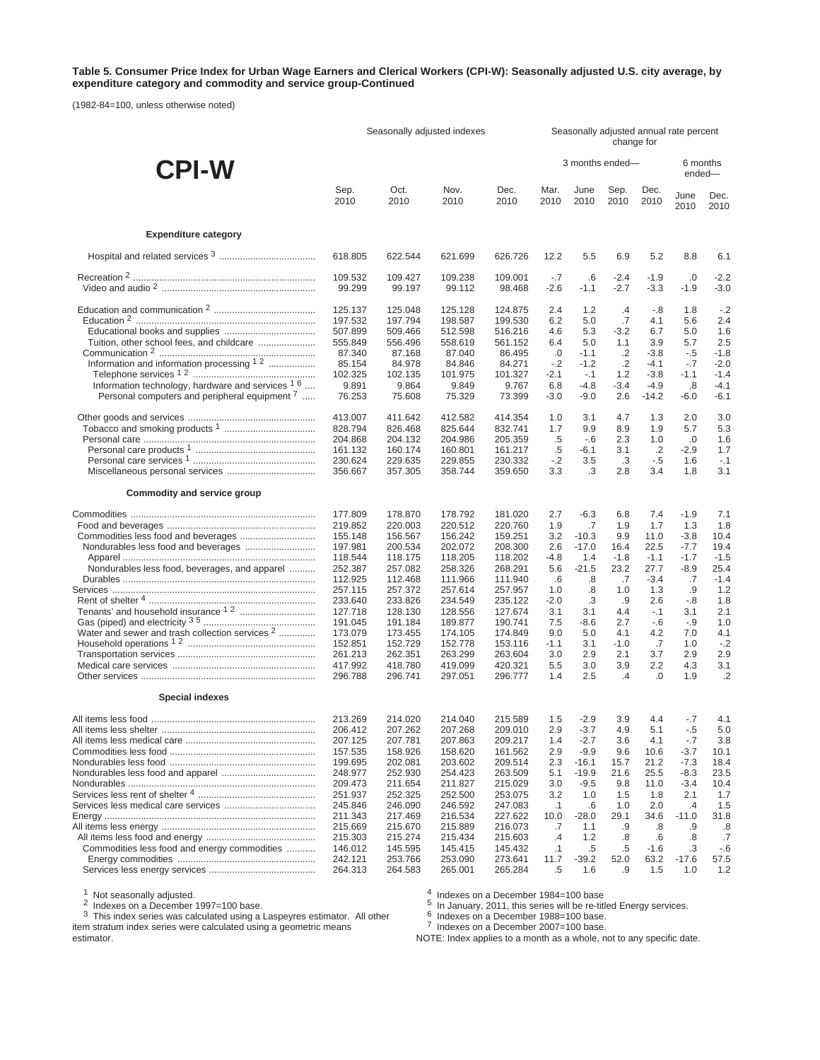**Table 5. Consumer Price Index for Urban Wage Earners and Clerical Workers (CPI-W): Seasonally adjusted U.S. city average, by expenditure category and commodity and service group-Continued**

(1982-84=100, unless otherwise noted)

# CPI-W

| | Seasonally adjusted indexes | | | | Seasonally adjusted annual rate percent change for | | | | | |
|---|---|---|---|---|---|---|---|---|---|---|
| | | | | | 3 months ended— | | | | 6 months ended— | |
| | Sep. 2010 | Oct. 2010 | Nov. 2010 | Dec. 2010 | Mar. 2010 | June 2010 | Sep. 2010 | Dec. 2010 | June 2010 | Dec. 2010 |
| **Expenditure category** | | | | | | | | | | |
| Hospital and related services [3] | 618.805 | 622.544 | 621.699 | 626.726 | 12.2 | 5.5 | 6.9 | 5.2 | 8.8 | 6.1 |
| Recreation [2] | 109.532 | 109.427 | 109.238 | 109.001 | -.7 | .6 | -2.4 | -1.9 | .0 | -2.2 |
| Video and audio [2] | 99.299 | 99.197 | 99.112 | 98.468 | -2.6 | -1.1 | -2.7 | -3.3 | -1.9 | -3.0 |
| Education and communication [2] | 125.137 | 125.048 | 125.128 | 124.875 | 2.4 | 1.2 | .4 | -.8 | 1.8 | -.2 |
| Education [2] | 197.532 | 197.794 | 198.587 | 199.530 | 6.2 | 5.0 | .7 | 4.1 | 5.6 | 2.4 |
| Educational books and supplies | 507.899 | 509.466 | 512.598 | 516.216 | 4.6 | 5.3 | -3.2 | 6.7 | 5.0 | 1.6 |
| Tuition, other school fees, and childcare | 555.849 | 556.496 | 558.619 | 561.152 | 6.4 | 5.0 | 1.1 | 3.9 | 5.7 | 2.5 |
| Communication [2] | 87.340 | 87.168 | 87.040 | 86.495 | .0 | -1.1 | .2 | -3.8 | -.5 | -1.8 |
| Information and information processing [1 2] | 85.154 | 84.978 | 84.846 | 84.271 | -.2 | -1.2 | .2 | -4.1 | -.7 | -2.0 |
| Telephone services [1 2] | 102.325 | 102.135 | 101.975 | 101.327 | -2.1 | -.1 | 1.2 | -3.8 | -1.1 | -1.4 |
| Information technology, hardware and services [1 6] | 9.891 | 9.864 | 9.849 | 9.767 | 6.8 | -4.8 | -3.4 | -4.9 | .8 | -4.1 |
| Personal computers and peripheral equipment [7] | 76.253 | 75.608 | 75.329 | 73.399 | -3.0 | -9.0 | 2.6 | -14.2 | -6.0 | -6.1 |
| Other goods and services | 413.007 | 411.642 | 412.582 | 414.354 | 1.0 | 3.1 | 4.7 | 1.3 | 2.0 | 3.0 |
| Tobacco and smoking products [1] | 828.794 | 826.468 | 825.644 | 832.741 | 1.7 | 9.9 | 8.9 | 1.9 | 5.7 | 5.3 |
| Personal care | 204.868 | 204.132 | 204.986 | 205.359 | .5 | -.6 | 2.3 | 1.0 | .0 | 1.6 |
| Personal care products [1] | 161.132 | 160.174 | 160.801 | 161.217 | .5 | -6.1 | 3.1 | .2 | -2.9 | 1.7 |
| Personal care services [1] | 230.624 | 229.635 | 229.855 | 230.332 | -.2 | 3.5 | .3 | -.5 | 1.6 | -.1 |
| Miscellaneous personal services | 356.667 | 357.305 | 358.744 | 359.650 | 3.3 | .3 | 2.8 | 3.4 | 1.8 | 3.1 |
| **Commodity and service group** | | | | | | | | | | |
| Commodities | 177.809 | 178.870 | 178.792 | 181.020 | 2.7 | -6.3 | 6.8 | 7.4 | -1.9 | 7.1 |
| Food and beverages | 219.852 | 220.003 | 220.512 | 220.760 | 1.9 | .7 | 1.9 | 1.7 | 1.3 | 1.8 |
| Commodities less food and beverages | 155.148 | 156.567 | 156.242 | 159.251 | 3.2 | -10.3 | 9.9 | 11.0 | -3.8 | 10.4 |
| Nondurables less food and beverages | 197.981 | 200.534 | 202.072 | 208.300 | 2.6 | -17.0 | 16.4 | 22.5 | -7.7 | 19.4 |
| Apparel | 118.544 | 118.175 | 118.205 | 118.202 | -4.8 | 1.4 | -1.8 | -1.1 | -1.7 | -1.5 |
| Nondurables less food, beverages, and apparel | 252.387 | 257.082 | 258.326 | 268.291 | 5.6 | -21.5 | 23.2 | 27.7 | -8.9 | 25.4 |
| Durables | 112.925 | 112.468 | 111.966 | 111.940 | .6 | .8 | .7 | -3.4 | .7 | -1.4 |
| Services | 257.115 | 257.372 | 257.614 | 257.957 | 1.0 | .8 | 1.0 | 1.3 | .9 | 1.2 |
| Rent of shelter [4] | 233.640 | 233.826 | 234.549 | 235.122 | -2.0 | .3 | .9 | 2.6 | -.8 | 1.8 |
| Tenants' and household insurance [1 2] | 127.718 | 128.130 | 128.556 | 127.674 | 3.1 | 3.1 | 4.4 | -.1 | 3.1 | 2.1 |
| Gas (piped) and electricity [3 5] | 191.045 | 191.184 | 189.877 | 190.741 | 7.5 | -8.6 | 2.7 | -.6 | -.9 | 1.0 |
| Water and sewer and trash collection services [2] | 173.079 | 173.455 | 174.105 | 174.849 | 9.0 | 5.0 | 4.1 | 4.2 | 7.0 | 4.1 |
| Household operations [1 2] | 152.851 | 152.729 | 152.778 | 153.116 | -1.1 | 3.1 | -1.0 | .7 | 1.0 | -.2 |
| Transportation services | 261.213 | 262.351 | 263.299 | 263.604 | 3.0 | 2.9 | 2.1 | 3.7 | 2.9 | 2.9 |
| Medical care services | 417.992 | 418.780 | 419.099 | 420.321 | 5.5 | 3.0 | 3.9 | 2.2 | 4.3 | 3.1 |
| Other services | 296.788 | 296.741 | 297.051 | 296.777 | 1.4 | 2.5 | .4 | .0 | 1.9 | .2 |
| **Special indexes** | | | | | | | | | | |
| All items less food | 213.269 | 214.020 | 214.040 | 215.589 | 1.5 | -2.9 | 3.9 | 4.4 | -.7 | 4.1 |
| All items less shelter | 206.412 | 207.262 | 207.268 | 209.010 | 2.9 | -3.7 | 4.9 | 5.1 | -.5 | 5.0 |
| All items less medical care | 207.125 | 207.781 | 207.863 | 209.217 | 1.4 | -2.7 | 3.6 | 4.1 | -.7 | 3.8 |
| Commodities less food | 157.535 | 158.926 | 158.620 | 161.562 | 2.9 | -9.9 | 9.6 | 10.6 | -3.7 | 10.1 |
| Nondurables less food | 199.695 | 202.081 | 203.602 | 209.514 | 2.3 | -16.1 | 15.7 | 21.2 | -7.3 | 18.4 |
| Nondurables less food and apparel | 248.977 | 252.930 | 254.423 | 263.509 | 5.1 | -19.9 | 21.6 | 25.5 | -8.3 | 23.5 |
| Nondurables | 209.473 | 211.654 | 211.827 | 215.029 | 3.0 | -9.5 | 9.8 | 11.0 | -3.4 | 10.4 |
| Services less rent of shelter [4] | 251.937 | 252.325 | 252.500 | 253.075 | 3.2 | 1.0 | 1.5 | 1.8 | 2.1 | 1.7 |
| Services less medical care services | 245.846 | 246.090 | 246.592 | 247.083 | .1 | .6 | 1.0 | 2.0 | .4 | 1.5 |
| Energy | 211.343 | 217.469 | 216.534 | 227.622 | 10.0 | -28.0 | 29.1 | 34.6 | -11.0 | 31.8 |
| All items less energy | 215.669 | 215.670 | 215.889 | 216.073 | .7 | 1.1 | .9 | .8 | .9 | .8 |
| All items less food and energy | 215.303 | 215.274 | 215.434 | 215.603 | .4 | 1.2 | .8 | .6 | .8 | .7 |
| Commodities less food and energy commodities | 146.012 | 145.595 | 145.415 | 145.432 | .1 | .5 | .5 | -1.6 | .3 | -.6 |
| Energy commodities | 242.121 | 253.766 | 253.090 | 273.641 | 11.7 | -39.2 | 52.0 | 63.2 | -17.6 | 57.5 |
| Services less energy services | 264.313 | 264.583 | 265.001 | 265.284 | .5 | 1.6 | .9 | 1.5 | 1.0 | 1.2 |

[1] Not seasonally adjusted.
[2] Indexes on a December 1997=100 base.
[3] This index series was calculated using a Laspeyres estimator. All other item stratum index series were calculated using a geometric means estimator.
[4] Indexes on a December 1984=100 base
[5] In January, 2011, this series will be re-titled Energy services.
[6] Indexes on a December 1988=100 base.
[7] Indexes on a December 2007=100 base.
NOTE: Index applies to a month as a whole, not to any specific date.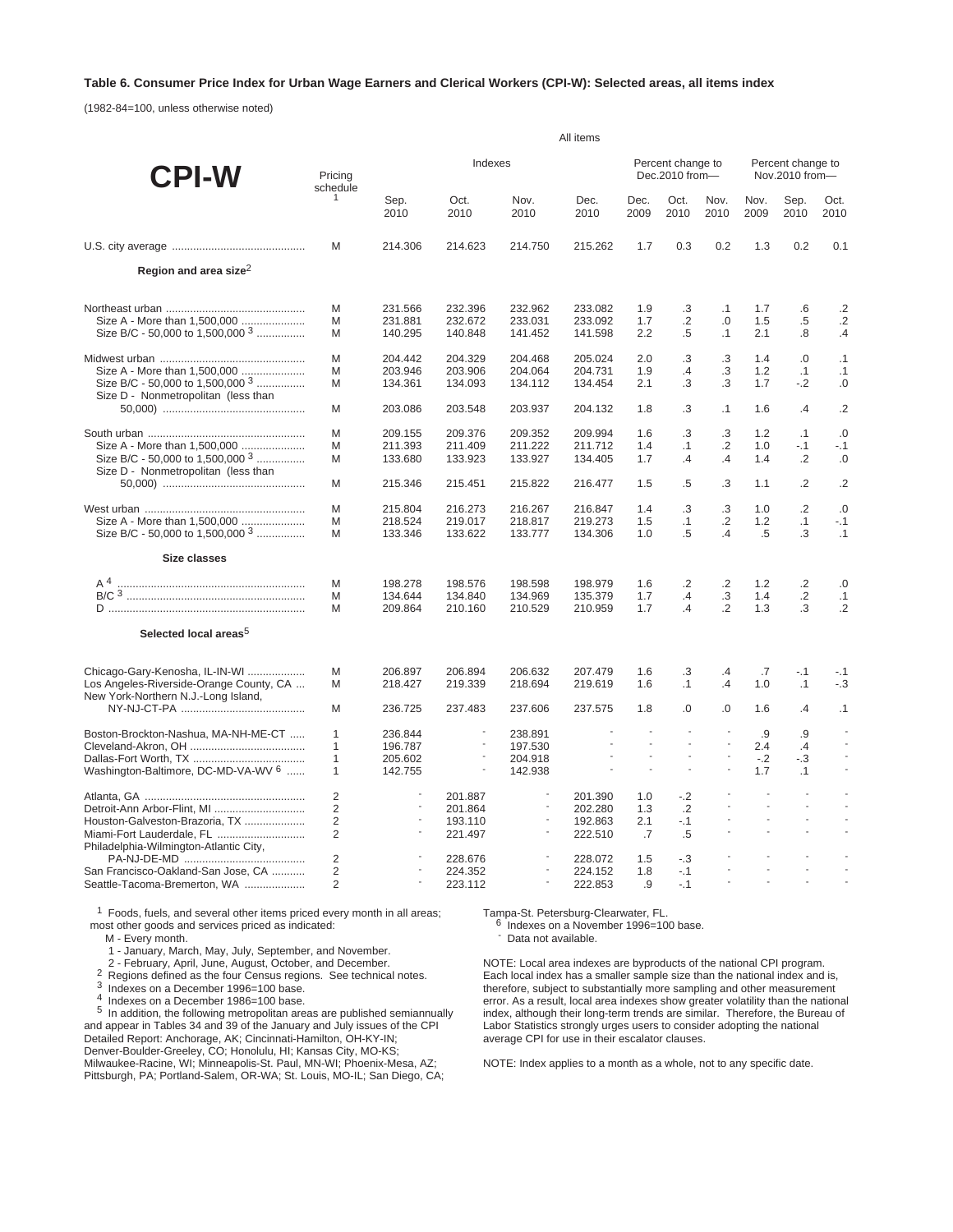**Table 6. Consumer Price Index for Urban Wage Earners and Clerical Workers (CPI-W): Selected areas, all items index**

(1982-84=100, unless otherwise noted)

| CPI-W | Pricing schedule [1] | All items | | | | | | | | | |
|---|---|---|---|---|---|---|---|---|---|---|---|
| | | Indexes | | | | Percent change to Dec.2010 from— | | | Percent change to Nov.2010 from— | | |
| | | Sep. 2010 | Oct. 2010 | Nov. 2010 | Dec. 2010 | Dec. 2009 | Oct. 2010 | Nov. 2010 | Nov. 2009 | Sep. 2010 | Oct. 2010 |
| U.S. city average | M | 214.306 | 214.623 | 214.750 | 215.262 | 1.7 | 0.3 | 0.2 | 1.3 | 0.2 | 0.1 |
| **Region and area size** [2] | | | | | | | | | | | |
| Northeast urban | M | 231.566 | 232.396 | 232.962 | 233.082 | 1.9 | .3 | .1 | 1.7 | .6 | .2 |
| Size A - More than 1,500,000 | M | 231.881 | 232.672 | 233.031 | 233.092 | 1.7 | .2 | .0 | 1.5 | .5 | .2 |
| Size B/C - 50,000 to 1,500,000 [3] | M | 140.295 | 140.848 | 141.452 | 141.598 | 2.2 | .5 | .1 | 2.1 | .8 | .4 |
| Midwest urban | M | 204.442 | 204.329 | 204.468 | 205.024 | 2.0 | .3 | .3 | 1.4 | .0 | .1 |
| Size A - More than 1,500,000 | M | 203.946 | 203.906 | 204.064 | 204.731 | 1.9 | .4 | .3 | 1.2 | .1 | .1 |
| Size B/C - 50,000 to 1,500,000 [3] | M | 134.361 | 134.093 | 134.112 | 134.454 | 2.1 | .3 | .3 | 1.7 | -.2 | .0 |
| Size D - Nonmetropolitan (less than 50,000) | M | 203.086 | 203.548 | 203.937 | 204.132 | 1.8 | .3 | .1 | 1.6 | .4 | .2 |
| South urban | M | 209.155 | 209.376 | 209.352 | 209.994 | 1.6 | .3 | .3 | 1.2 | .1 | .0 |
| Size A - More than 1,500,000 | M | 211.393 | 211.409 | 211.222 | 211.712 | 1.4 | .1 | .2 | 1.0 | -.1 | -.1 |
| Size B/C - 50,000 to 1,500,000 [3] | M | 133.680 | 133.923 | 133.927 | 134.405 | 1.7 | .4 | .4 | 1.4 | .2 | .0 |
| Size D - Nonmetropolitan (less than 50,000) | M | 215.346 | 215.451 | 215.822 | 216.477 | 1.5 | .5 | .3 | 1.1 | .2 | .2 |
| West urban | M | 215.804 | 216.273 | 216.267 | 216.847 | 1.4 | .3 | .3 | 1.0 | .2 | .0 |
| Size A - More than 1,500,000 | M | 218.524 | 219.017 | 218.817 | 219.273 | 1.5 | .1 | .2 | 1.2 | .1 | -.1 |
| Size B/C - 50,000 to 1,500,000 [3] | M | 133.346 | 133.622 | 133.777 | 134.306 | 1.0 | .5 | .4 | .5 | .3 | .1 |
| **Size classes** | | | | | | | | | | | |
| A [4] | M | 198.278 | 198.576 | 198.598 | 198.979 | 1.6 | .2 | .2 | 1.2 | .2 | .0 |
| B/C [3] | M | 134.644 | 134.840 | 134.969 | 135.379 | 1.7 | .4 | .3 | 1.4 | .2 | .1 |
| D | M | 209.864 | 210.160 | 210.529 | 210.959 | 1.7 | .4 | .2 | 1.3 | .3 | .2 |
| **Selected local areas** [5] | | | | | | | | | | | |
| Chicago-Gary-Kenosha, IL-IN-WI | M | 206.897 | 206.894 | 206.632 | 207.479 | 1.6 | .3 | .4 | .7 | -.1 | -.1 |
| Los Angeles-Riverside-Orange County, CA | M | 218.427 | 219.339 | 218.694 | 219.619 | 1.6 | .1 | .4 | 1.0 | .1 | -.3 |
| New York-Northern N.J.-Long Island, NY-NJ-CT-PA | M | 236.725 | 237.483 | 237.606 | 237.575 | 1.8 | .0 | .0 | 1.6 | .4 | .1 |
| Boston-Brockton-Nashua, MA-NH-ME-CT | 1 | 236.844 | - | 238.891 | - | - | - | - | .9 | .9 | - |
| Cleveland-Akron, OH | 1 | 196.787 | - | 197.530 | - | - | - | - | 2.4 | .4 | - |
| Dallas-Fort Worth, TX | 1 | 205.602 | - | 204.918 | - | - | - | - | -.2 | -.3 | - |
| Washington-Baltimore, DC-MD-VA-WV [6] | 1 | 142.755 | - | 142.938 | - | - | - | - | 1.7 | .1 | - |
| Atlanta, GA | 2 | - | 201.887 | - | 201.390 | 1.0 | -.2 | - | - | - | - |
| Detroit-Ann Arbor-Flint, MI | 2 | - | 201.864 | - | 202.280 | 1.3 | .2 | - | - | - | - |
| Houston-Galveston-Brazoria, TX | 2 | - | 193.110 | - | 192.863 | 2.1 | -.1 | - | - | - | - |
| Miami-Fort Lauderdale, FL | 2 | - | 221.497 | - | 222.510 | .7 | .5 | - | - | - | - |
| Philadelphia-Wilmington-Atlantic City, PA-NJ-DE-MD | 2 | - | 228.676 | - | 228.072 | 1.5 | -.3 | - | - | - | - |
| San Francisco-Oakland-San Jose, CA | 2 | - | 224.352 | - | 224.152 | 1.8 | -.1 | - | - | - | - |
| Seattle-Tacoma-Bremerton, WA | 2 | - | 223.112 | - | 222.853 | .9 | -.1 | - | - | - | - |

[1] Foods, fuels, and several other items priced every month in all areas; most other goods and services priced as indicated:

M - Every month.

1 - January, March, May, July, September, and November.

2 - February, April, June, August, October, and December.

[2] Regions defined as the four Census regions. See technical notes.

[3] Indexes on a December 1996=100 base.

[4] Indexes on a December 1986=100 base.

[5] In addition, the following metropolitan areas are published semiannually and appear in Tables 34 and 39 of the January and July issues of the CPI Detailed Report: Anchorage, AK; Cincinnati-Hamilton, OH-KY-IN; Denver-Boulder-Greeley, CO; Honolulu, HI; Kansas City, MO-KS; Milwaukee-Racine, WI; Minneapolis-St. Paul, MN-WI; Phoenix-Mesa, AZ; Pittsburgh, PA; Portland-Salem, OR-WA; St. Louis, MO-IL; San Diego, CA; Tampa-St. Petersburg-Clearwater, FL.

[6] Indexes on a November 1996=100 base.

- Data not available.

NOTE: Local area indexes are byproducts of the national CPI program. Each local index has a smaller sample size than the national index and is, therefore, subject to substantially more sampling and other measurement error. As a result, local area indexes show greater volatility than the national index, although their long-term trends are similar. Therefore, the Bureau of Labor Statistics strongly urges users to consider adopting the national average CPI for use in their escalator clauses.

NOTE: Index applies to a month as a whole, not to any specific date.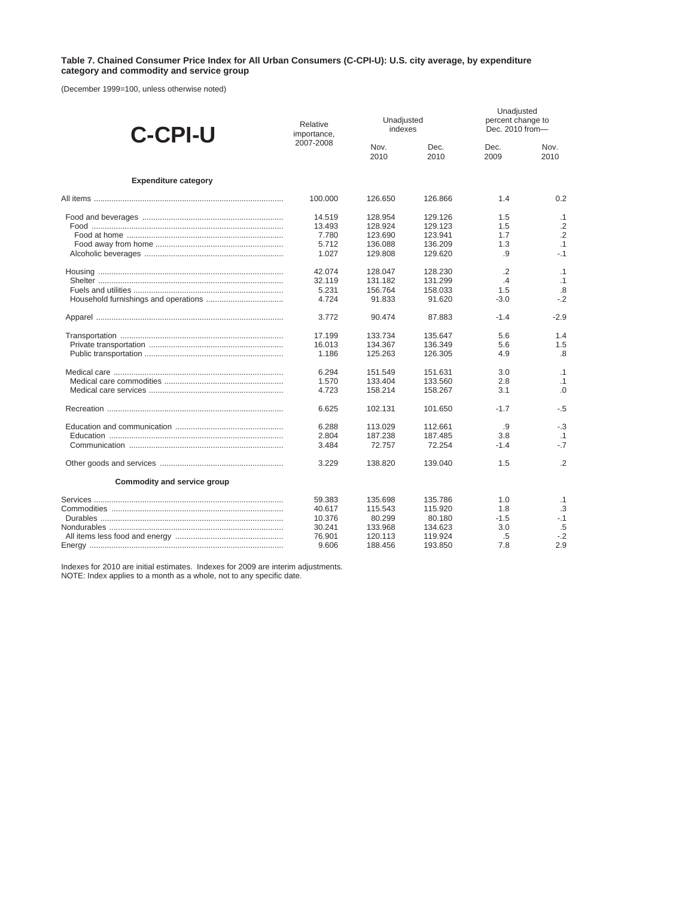**Table 7. Chained Consumer Price Index for All Urban Consumers (C-CPI-U): U.S. city average, by expenditure category and commodity and service group**

(December 1999=100, unless otherwise noted)

| C-CPI-U | Relative importance, 2007-2008 | Unadjusted indexes | | Unadjusted percent change to Dec. 2010 from— | |
|---|---|---|---|---|---|
| | | Nov. 2010 | Dec. 2010 | Dec. 2009 | Nov. 2010 |
| **Expenditure category** | | | | | |
| All items | 100.000 | 126.650 | 126.866 | 1.4 | 0.2 |
| Food and beverages | 14.519 | 128.954 | 129.126 | 1.5 | .1 |
| Food | 13.493 | 128.924 | 129.123 | 1.5 | .2 |
| Food at home | 7.780 | 123.690 | 123.941 | 1.7 | .2 |
| Food away from home | 5.712 | 136.088 | 136.209 | 1.3 | .1 |
| Alcoholic beverages | 1.027 | 129.808 | 129.620 | .9 | -.1 |
| Housing | 42.074 | 128.047 | 128.230 | .2 | .1 |
| Shelter | 32.119 | 131.182 | 131.299 | .4 | .1 |
| Fuels and utilities | 5.231 | 156.764 | 158.033 | 1.5 | .8 |
| Household furnishings and operations | 4.724 | 91.833 | 91.620 | -3.0 | -.2 |
| Apparel | 3.772 | 90.474 | 87.883 | -1.4 | -2.9 |
| Transportation | 17.199 | 133.734 | 135.647 | 5.6 | 1.4 |
| Private transportation | 16.013 | 134.367 | 136.349 | 5.6 | 1.5 |
| Public transportation | 1.186 | 125.263 | 126.305 | 4.9 | .8 |
| Medical care | 6.294 | 151.549 | 151.631 | 3.0 | .1 |
| Medical care commodities | 1.570 | 133.404 | 133.560 | 2.8 | .1 |
| Medical care services | 4.723 | 158.214 | 158.267 | 3.1 | .0 |
| Recreation | 6.625 | 102.131 | 101.650 | -1.7 | -.5 |
| Education and communication | 6.288 | 113.029 | 112.661 | .9 | -.3 |
| Education | 2.804 | 187.238 | 187.485 | 3.8 | .1 |
| Communication | 3.484 | 72.757 | 72.254 | -1.4 | -.7 |
| Other goods and services | 3.229 | 138.820 | 139.040 | 1.5 | .2 |
| **Commodity and service group** | | | | | |
| Services | 59.383 | 135.698 | 135.786 | 1.0 | .1 |
| Commodities | 40.617 | 115.543 | 115.920 | 1.8 | .3 |
| Durables | 10.376 | 80.299 | 80.180 | -1.5 | -.1 |
| Nondurables | 30.241 | 133.968 | 134.623 | 3.0 | .5 |
| All items less food and energy | 76.901 | 120.113 | 119.924 | .5 | -.2 |
| Energy | 9.606 | 188.456 | 193.850 | 7.8 | 2.9 |

Indexes for 2010 are initial estimates. Indexes for 2009 are interim adjustments.
NOTE: Index applies to a month as a whole, not to any specific date.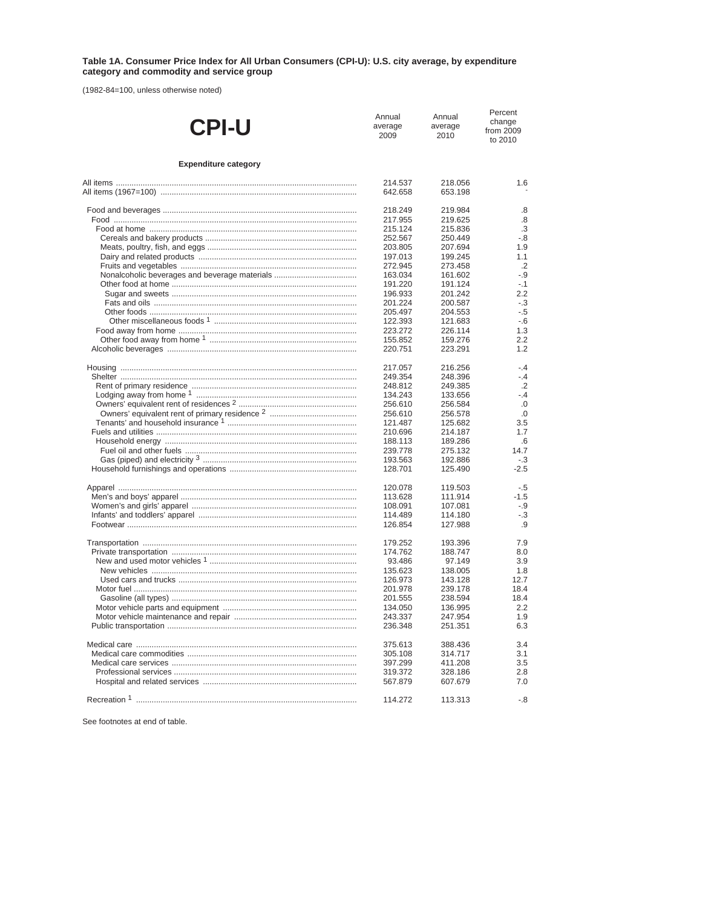**Table 1A. Consumer Price Index for All Urban Consumers (CPI-U): U.S. city average, by expenditure category and commodity and service group**

(1982-84=100, unless otherwise noted)

| CPI-U | Annual average 2009 | Annual average 2010 | Percent change from 2009 to 2010 |
|---|---|---|---|
| **Expenditure category** | | | |
| All items | 214.537 | 218.056 | 1.6 |
| All items (1967=100) | 642.658 | 653.198 | - |
| Food and beverages | 218.249 | 219.984 | .8 |
| Food | 217.955 | 219.625 | .8 |
| Food at home | 215.124 | 215.836 | .3 |
| Cereals and bakery products | 252.567 | 250.449 | -.8 |
| Meats, poultry, fish, and eggs | 203.805 | 207.694 | 1.9 |
| Dairy and related products | 197.013 | 199.245 | 1.1 |
| Fruits and vegetables | 272.945 | 273.458 | .2 |
| Nonalcoholic beverages and beverage materials | 163.034 | 161.602 | -.9 |
| Other food at home | 191.220 | 191.124 | -.1 |
| Sugar and sweets | 196.933 | 201.242 | 2.2 |
| Fats and oils | 201.224 | 200.587 | -.3 |
| Other foods | 205.497 | 204.553 | -.5 |
| Other miscellaneous foods [1] | 122.393 | 121.683 | -.6 |
| Food away from home | 223.272 | 226.114 | 1.3 |
| Other food away from home [1] | 155.852 | 159.276 | 2.2 |
| Alcoholic beverages | 220.751 | 223.291 | 1.2 |
| Housing | 217.057 | 216.256 | -.4 |
| Shelter | 249.354 | 248.396 | -.4 |
| Rent of primary residence | 248.812 | 249.385 | .2 |
| Lodging away from home [1] | 134.243 | 133.656 | -.4 |
| Owners' equivalent rent of residences [2] | 256.610 | 256.584 | .0 |
| Owners' equivalent rent of primary residence [2] | 256.610 | 256.578 | .0 |
| Tenants' and household insurance [1] | 121.487 | 125.682 | 3.5 |
| Fuels and utilities | 210.696 | 214.187 | 1.7 |
| Household energy | 188.113 | 189.286 | .6 |
| Fuel oil and other fuels | 239.778 | 275.132 | 14.7 |
| Gas (piped) and electricity [3] | 193.563 | 192.886 | -.3 |
| Household furnishings and operations | 128.701 | 125.490 | -2.5 |
| Apparel | 120.078 | 119.503 | -.5 |
| Men's and boys' apparel | 113.628 | 111.914 | -1.5 |
| Women's and girls' apparel | 108.091 | 107.081 | -.9 |
| Infants' and toddlers' apparel | 114.489 | 114.180 | -.3 |
| Footwear | 126.854 | 127.988 | .9 |
| Transportation | 179.252 | 193.396 | 7.9 |
| Private transportation | 174.762 | 188.747 | 8.0 |
| New and used motor vehicles [1] | 93.486 | 97.149 | 3.9 |
| New vehicles | 135.623 | 138.005 | 1.8 |
| Used cars and trucks | 126.973 | 143.128 | 12.7 |
| Motor fuel | 201.978 | 239.178 | 18.4 |
| Gasoline (all types) | 201.555 | 238.594 | 18.4 |
| Motor vehicle parts and equipment | 134.050 | 136.995 | 2.2 |
| Motor vehicle maintenance and repair | 243.337 | 247.954 | 1.9 |
| Public transportation | 236.348 | 251.351 | 6.3 |
| Medical care | 375.613 | 388.436 | 3.4 |
| Medical care commodities | 305.108 | 314.717 | 3.1 |
| Medical care services | 397.299 | 411.208 | 3.5 |
| Professional services | 319.372 | 328.186 | 2.8 |
| Hospital and related services | 567.879 | 607.679 | 7.0 |
| Recreation [1] | 114.272 | 113.313 | -.8 |

See footnotes at end of table.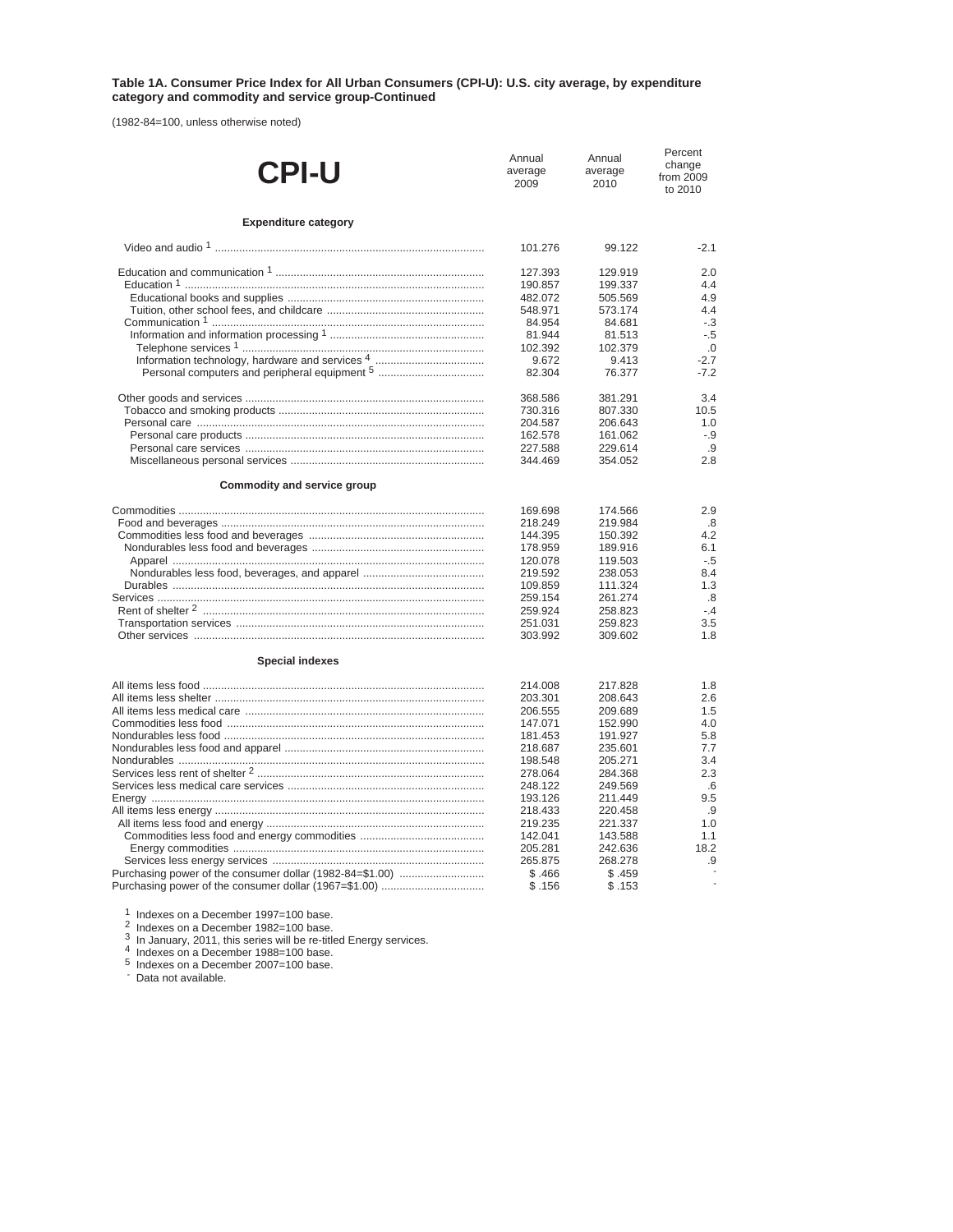**Table 1A. Consumer Price Index for All Urban Consumers (CPI-U): U.S. city average, by expenditure category and commodity and service group-Continued**

(1982-84=100, unless otherwise noted)

| CPI-U | Annual average 2009 | Annual average 2010 | Percent change from 2009 to 2010 |
|---|---|---|---|
| **Expenditure category** | | | |
| Video and audio [1] | 101.276 | 99.122 | -2.1 |
| Education and communication [1] | 127.393 | 129.919 | 2.0 |
| Education [1] | 190.857 | 199.337 | 4.4 |
| Educational books and supplies | 482.072 | 505.569 | 4.9 |
| Tuition, other school fees, and childcare | 548.971 | 573.174 | 4.4 |
| Communication [1] | 84.954 | 84.681 | -.3 |
| Information and information processing [1] | 81.944 | 81.513 | -.5 |
| Telephone services [1] | 102.392 | 102.379 | .0 |
| Information technology, hardware and services [4] | 9.672 | 9.413 | -2.7 |
| Personal computers and peripheral equipment [5] | 82.304 | 76.377 | -7.2 |
| Other goods and services | 368.586 | 381.291 | 3.4 |
| Tobacco and smoking products | 730.316 | 807.330 | 10.5 |
| Personal care | 204.587 | 206.643 | 1.0 |
| Personal care products | 162.578 | 161.062 | -.9 |
| Personal care services | 227.588 | 229.614 | .9 |
| Miscellaneous personal services | 344.469 | 354.052 | 2.8 |
| **Commodity and service group** | | | |
| Commodities | 169.698 | 174.566 | 2.9 |
| Food and beverages | 218.249 | 219.984 | .8 |
| Commodities less food and beverages | 144.395 | 150.392 | 4.2 |
| Nondurables less food and beverages | 178.959 | 189.916 | 6.1 |
| Apparel | 120.078 | 119.503 | -.5 |
| Nondurables less food, beverages, and apparel | 219.592 | 238.053 | 8.4 |
| Durables | 109.859 | 111.324 | 1.3 |
| Services | 259.154 | 261.274 | .8 |
| Rent of shelter [2] | 259.924 | 258.823 | -.4 |
| Transportation services | 251.031 | 259.823 | 3.5 |
| Other services | 303.992 | 309.602 | 1.8 |
| **Special indexes** | | | |
| All items less food | 214.008 | 217.828 | 1.8 |
| All items less shelter | 203.301 | 208.643 | 2.6 |
| All items less medical care | 206.555 | 209.689 | 1.5 |
| Commodities less food | 147.071 | 152.990 | 4.0 |
| Nondurables less food | 181.453 | 191.927 | 5.8 |
| Nondurables less food and apparel | 218.687 | 235.601 | 7.7 |
| Nondurables | 198.548 | 205.271 | 3.4 |
| Services less rent of shelter [2] | 278.064 | 284.368 | 2.3 |
| Services less medical care services | 248.122 | 249.569 | .6 |
| Energy | 193.126 | 211.449 | 9.5 |
| All items less energy | 218.433 | 220.458 | .9 |
| All items less food and energy | 219.235 | 221.337 | 1.0 |
| Commodities less food and energy commodities | 142.041 | 143.588 | 1.1 |
| Energy commodities | 205.281 | 242.636 | 18.2 |
| Services less energy services | 265.875 | 268.278 | .9 |
| Purchasing power of the consumer dollar (1982-84=$1.00) | $.466 | $.459 | - |
| Purchasing power of the consumer dollar (1967=$1.00) | $.156 | $.153 | - |

[1] Indexes on a December 1997=100 base.
[2] Indexes on a December 1982=100 base.
[3] In January, 2011, this series will be re-titled Energy services.
[4] Indexes on a December 1988=100 base.
[5] Indexes on a December 2007=100 base.
- Data not available.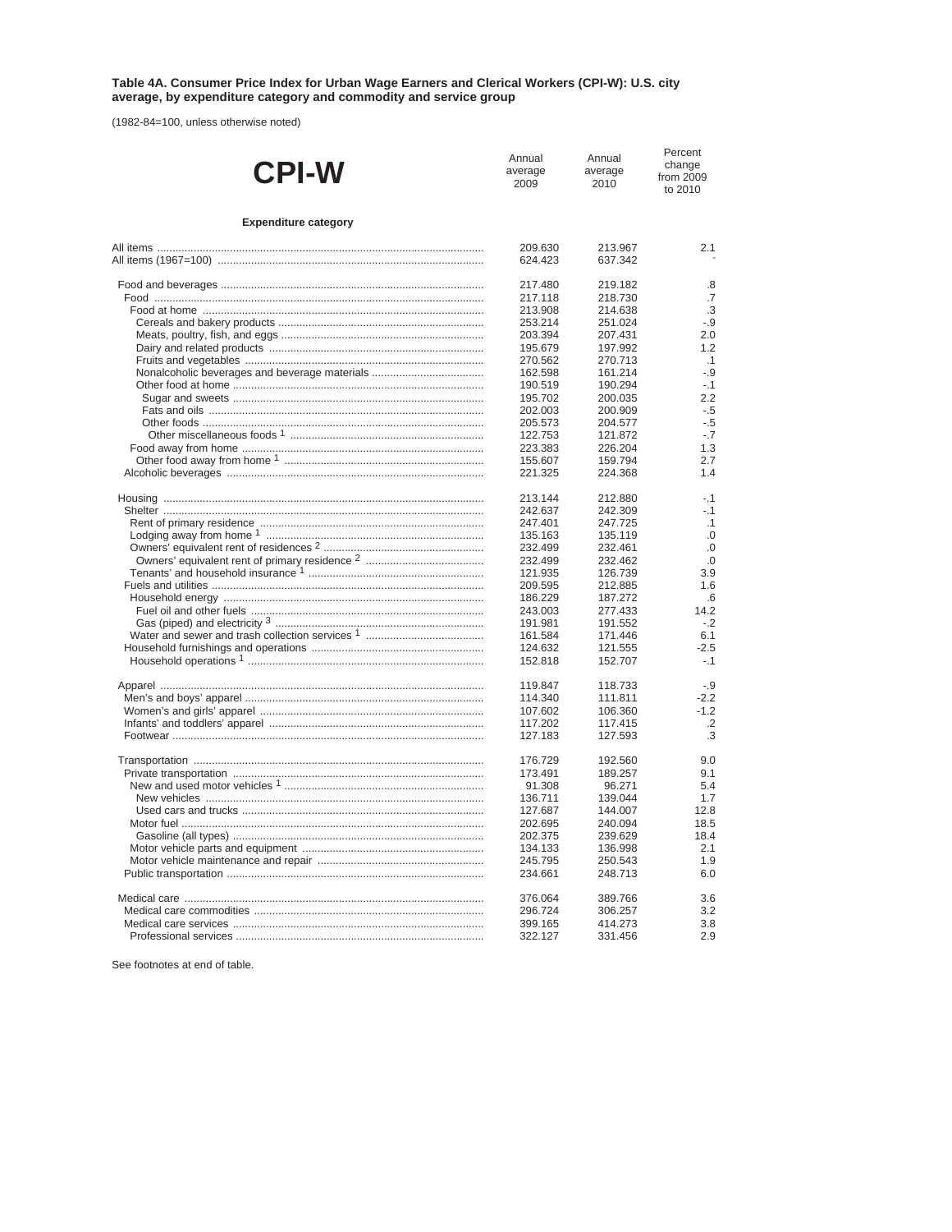**Table 4A. Consumer Price Index for Urban Wage Earners and Clerical Workers (CPI-W): U.S. city average, by expenditure category and commodity and service group**

(1982-84=100, unless otherwise noted)

| CPI-W | Annual average 2009 | Annual average 2010 | Percent change from 2009 to 2010 |
|---|---|---|---|
| **Expenditure category** | | | |
| All items | 209.630 | 213.967 | 2.1 |
| All items (1967=100) | 624.423 | 637.342 | - |
| Food and beverages | 217.480 | 219.182 | .8 |
| Food | 217.118 | 218.730 | .7 |
| Food at home | 213.908 | 214.638 | .3 |
| Cereals and bakery products | 253.214 | 251.024 | -.9 |
| Meats, poultry, fish, and eggs | 203.394 | 207.431 | 2.0 |
| Dairy and related products | 195.679 | 197.992 | 1.2 |
| Fruits and vegetables | 270.562 | 270.713 | .1 |
| Nonalcoholic beverages and beverage materials | 162.598 | 161.214 | -.9 |
| Other food at home | 190.519 | 190.294 | -.1 |
| Sugar and sweets | 195.702 | 200.035 | 2.2 |
| Fats and oils | 202.003 | 200.909 | -.5 |
| Other foods | 205.573 | 204.577 | -.5 |
| Other miscellaneous foods [1] | 122.753 | 121.872 | -.7 |
| Food away from home | 223.383 | 226.204 | 1.3 |
| Other food away from home [1] | 155.607 | 159.794 | 2.7 |
| Alcoholic beverages | 221.325 | 224.368 | 1.4 |
| Housing | 213.144 | 212.880 | -.1 |
| Shelter | 242.637 | 242.309 | -.1 |
| Rent of primary residence | 247.401 | 247.725 | .1 |
| Lodging away from home [1] | 135.163 | 135.119 | .0 |
| Owners' equivalent rent of residences [2] | 232.499 | 232.461 | .0 |
| Owners' equivalent rent of primary residence [2] | 232.499 | 232.462 | .0 |
| Tenants' and household insurance [1] | 121.935 | 126.739 | 3.9 |
| Fuels and utilities | 209.595 | 212.885 | 1.6 |
| Household energy | 186.229 | 187.272 | .6 |
| Fuel oil and other fuels | 243.003 | 277.433 | 14.2 |
| Gas (piped) and electricity [3] | 191.981 | 191.552 | -.2 |
| Water and sewer and trash collection services [1] | 161.584 | 171.446 | 6.1 |
| Household furnishings and operations | 124.632 | 121.555 | -2.5 |
| Household operations [1] | 152.818 | 152.707 | -.1 |
| Apparel | 119.847 | 118.733 | -.9 |
| Men's and boys' apparel | 114.340 | 111.811 | -2.2 |
| Women's and girls' apparel | 107.602 | 106.360 | -1.2 |
| Infants' and toddlers' apparel | 117.202 | 117.415 | .2 |
| Footwear | 127.183 | 127.593 | .3 |
| Transportation | 176.729 | 192.560 | 9.0 |
| Private transportation | 173.491 | 189.257 | 9.1 |
| New and used motor vehicles [1] | 91.308 | 96.271 | 5.4 |
| New vehicles | 136.711 | 139.044 | 1.7 |
| Used cars and trucks | 127.687 | 144.007 | 12.8 |
| Motor fuel | 202.695 | 240.094 | 18.5 |
| Gasoline (all types) | 202.375 | 239.629 | 18.4 |
| Motor vehicle parts and equipment | 134.133 | 136.998 | 2.1 |
| Motor vehicle maintenance and repair | 245.795 | 250.543 | 1.9 |
| Public transportation | 234.661 | 248.713 | 6.0 |
| Medical care | 376.064 | 389.766 | 3.6 |
| Medical care commodities | 296.724 | 306.257 | 3.2 |
| Medical care services | 399.165 | 414.273 | 3.8 |
| Professional services | 322.127 | 331.456 | 2.9 |

See footnotes at end of table.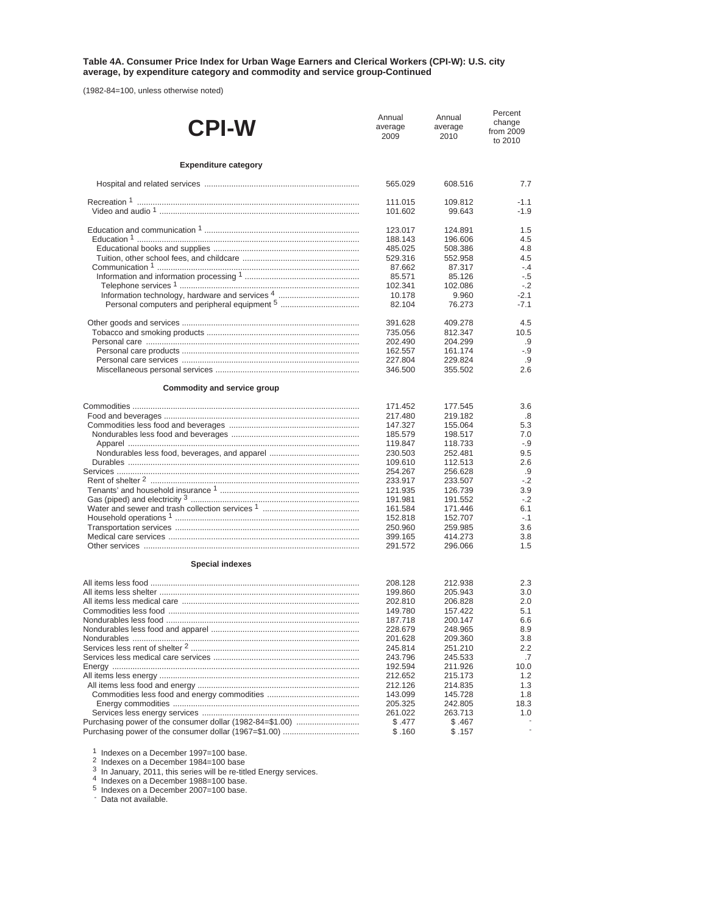**Table 4A. Consumer Price Index for Urban Wage Earners and Clerical Workers (CPI-W): U.S. city average, by expenditure category and commodity and service group-Continued**

(1982-84=100, unless otherwise noted)

| CPI-W | Annual average 2009 | Annual average 2010 | Percent change from 2009 to 2010 |
|---|---|---|---|
| **Expenditure category** | | | |
| Hospital and related services | 565.029 | 608.516 | 7.7 |
| Recreation [1] | 111.015 | 109.812 | -1.1 |
| Video and audio [1] | 101.602 | 99.643 | -1.9 |
| Education and communication [1] | 123.017 | 124.891 | 1.5 |
| Education [1] | 188.143 | 196.606 | 4.5 |
| Educational books and supplies | 485.025 | 508.386 | 4.8 |
| Tuition, other school fees, and childcare | 529.316 | 552.958 | 4.5 |
| Communication [1] | 87.662 | 87.317 | -.4 |
| Information and information processing [1] | 85.571 | 85.126 | -.5 |
| Telephone services [1] | 102.341 | 102.086 | -.2 |
| Information technology, hardware and services [4] | 10.178 | 9.960 | -2.1 |
| Personal computers and peripheral equipment [5] | 82.104 | 76.273 | -7.1 |
| Other goods and services | 391.628 | 409.278 | 4.5 |
| Tobacco and smoking products | 735.056 | 812.347 | 10.5 |
| Personal care | 202.490 | 204.299 | .9 |
| Personal care products | 162.557 | 161.174 | -.9 |
| Personal care services | 227.804 | 229.824 | .9 |
| Miscellaneous personal services | 346.500 | 355.502 | 2.6 |
| **Commodity and service group** | | | |
| Commodities | 171.452 | 177.545 | 3.6 |
| Food and beverages | 217.480 | 219.182 | .8 |
| Commodities less food and beverages | 147.327 | 155.064 | 5.3 |
| Nondurables less food and beverages | 185.579 | 198.517 | 7.0 |
| Apparel | 119.847 | 118.733 | -.9 |
| Nondurables less food, beverages, and apparel | 230.503 | 252.481 | 9.5 |
| Durables | 109.610 | 112.513 | 2.6 |
| Services | 254.267 | 256.628 | .9 |
| Rent of shelter [2] | 233.917 | 233.507 | -.2 |
| Tenants' and household insurance [1] | 121.935 | 126.739 | 3.9 |
| Gas (piped) and electricity [3] | 191.981 | 191.552 | -.2 |
| Water and sewer and trash collection services [1] | 161.584 | 171.446 | 6.1 |
| Household operations [1] | 152.818 | 152.707 | -.1 |
| Transportation services | 250.960 | 259.985 | 3.6 |
| Medical care services | 399.165 | 414.273 | 3.8 |
| Other services | 291.572 | 296.066 | 1.5 |
| **Special indexes** | | | |
| All items less food | 208.128 | 212.938 | 2.3 |
| All items less shelter | 199.860 | 205.943 | 3.0 |
| All items less medical care | 202.810 | 206.828 | 2.0 |
| Commodities less food | 149.780 | 157.422 | 5.1 |
| Nondurables less food | 187.718 | 200.147 | 6.6 |
| Nondurables less food and apparel | 228.679 | 248.965 | 8.9 |
| Nondurables | 201.628 | 209.360 | 3.8 |
| Services less rent of shelter [2] | 245.814 | 251.210 | 2.2 |
| Services less medical care services | 243.796 | 245.533 | .7 |
| Energy | 192.594 | 211.926 | 10.0 |
| All items less energy | 212.652 | 215.173 | 1.2 |
| All items less food and energy | 212.126 | 214.835 | 1.3 |
| Commodities less food and energy commodities | 143.099 | 145.728 | 1.8 |
| Energy commodities | 205.325 | 242.805 | 18.3 |
| Services less energy services | 261.022 | 263.713 | 1.0 |
| Purchasing power of the consumer dollar (1982-84=$1.00) | $ .477 | $ .467 | - |
| Purchasing power of the consumer dollar (1967=$1.00) | $ .160 | $ .157 | - |

[1] Indexes on a December 1997=100 base.
[2] Indexes on a December 1984=100 base
[3] In January, 2011, this series will be re-titled Energy services.
[4] Indexes on a December 1988=100 base.
[5] Indexes on a December 2007=100 base.
- Data not available.